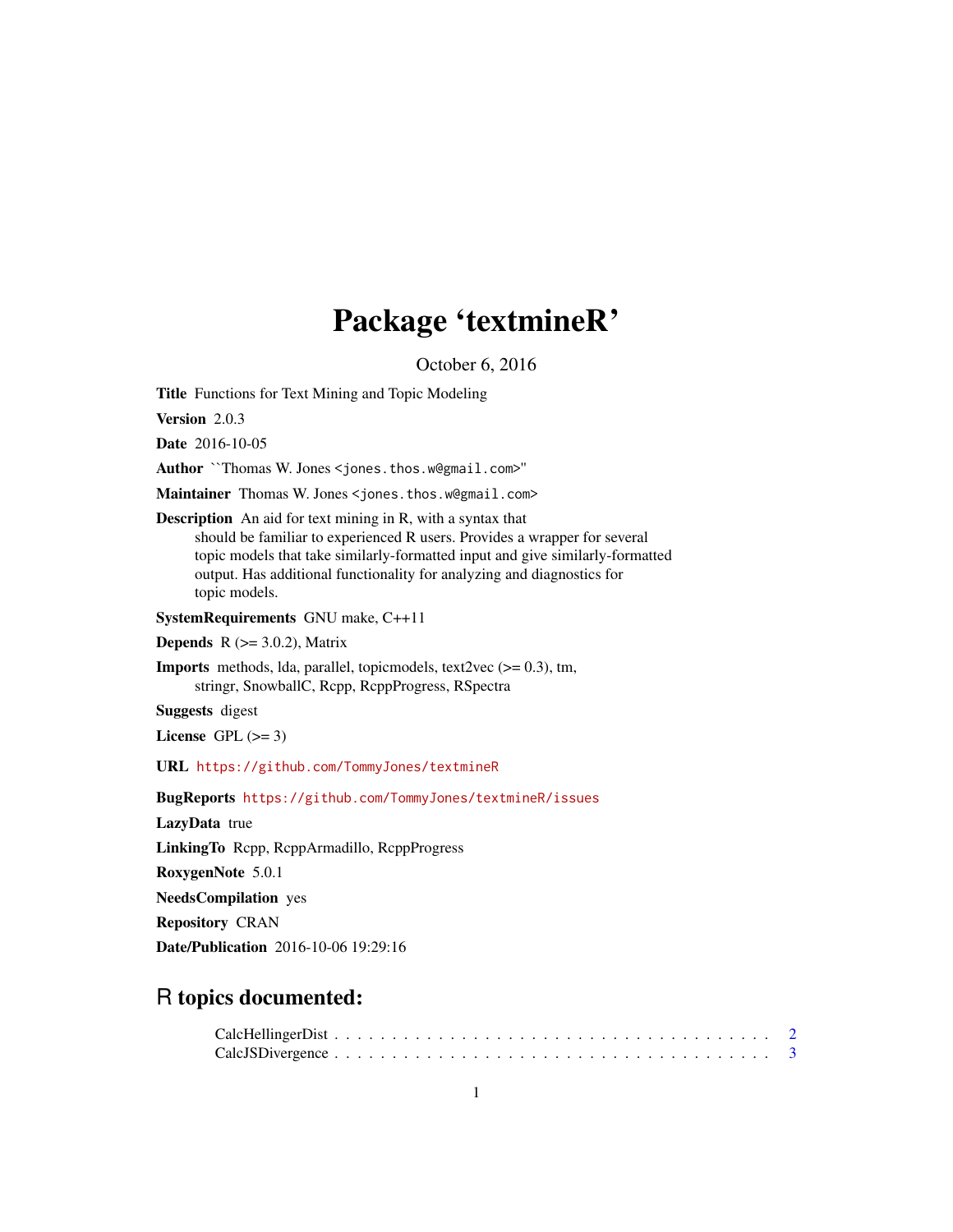# Package 'textmineR'

October 6, 2016

**Title** Functions for Text Mining and Topic Modeling

**Version** 2.0.3

**Date** 2016-10-05

**Author** ``Thomas W. Jones <jones.thos.w@gmail.com>''

**Maintainer** Thomas W. Jones <jones.thos.w@gmail.com>

**Description** An aid for text mining in R, with a syntax that
should be familiar to experienced R users. Provides a wrapper for several
topic models that take similarly-formatted input and give similarly-formatted
output. Has additional functionality for analyzing and diagnostics for
topic models.

**SystemRequirements** GNU make, C++11

**Depends** R (>= 3.0.2), Matrix

**Imports** methods, lda, parallel, topicmodels, text2vec (>= 0.3), tm,
stringr, SnowballC, Rcpp, RcppProgress, RSpectra

**Suggests** digest

**License** GPL (>= 3)

**URL** https://github.com/TommyJones/textmineR

**BugReports** https://github.com/TommyJones/textmineR/issues

**LazyData** true

**LinkingTo** Rcpp, RcppArmadillo, RcppProgress

**RoxygenNote** 5.0.1

**NeedsCompilation** yes

**Repository** CRAN

**Date/Publication** 2016-10-06 19:29:16

## R topics documented:

CalcHellingerDist . . . . . . . . . . . . . . . . . . . . . . . . . . . . . . . . . . . . 2
CalcJSDivergence . . . . . . . . . . . . . . . . . . . . . . . . . . . . . . . . . . . . 3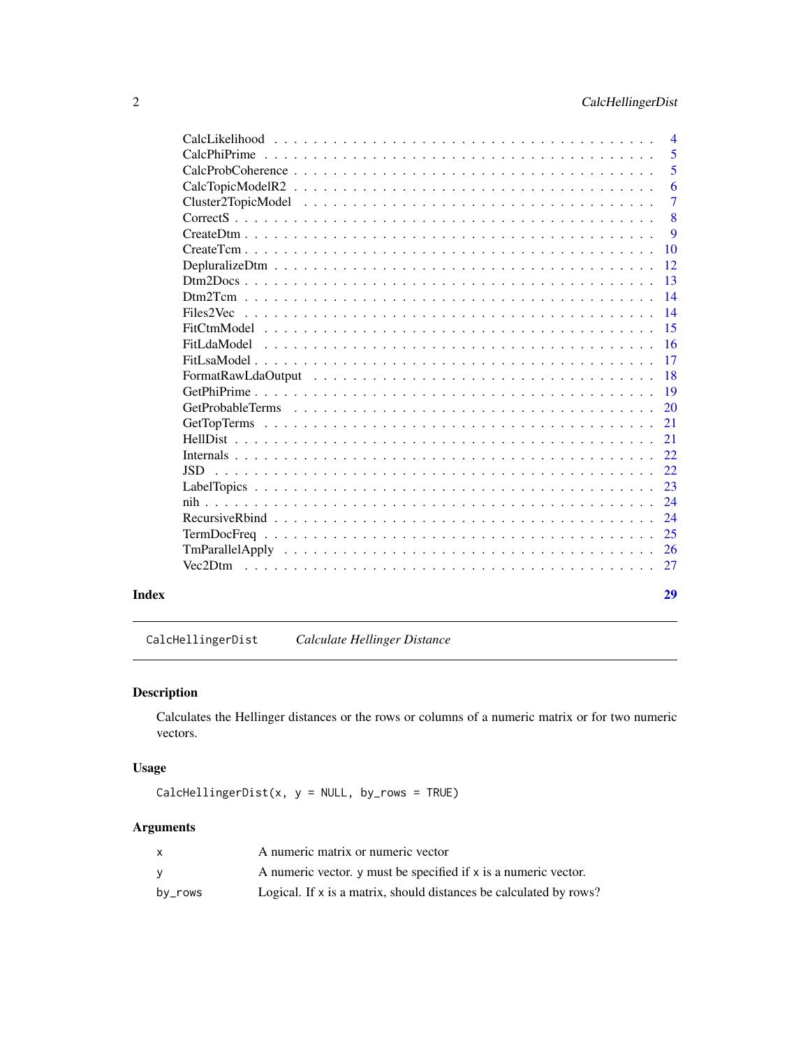| | |
|---|---|
| CalcLikelihood | 4 |
| CalcPhiPrime | 5 |
| CalcProbCoherence | 5 |
| CalcTopicModelR2 | 6 |
| Cluster2TopicModel | 7 |
| CorrectS | 8 |
| CreateDtm | 9 |
| CreateTcm | 10 |
| DepluralizeDtm | 12 |
| Dtm2Docs | 13 |
| Dtm2Tcm | 14 |
| Files2Vec | 14 |
| FitCtmModel | 15 |
| FitLdaModel | 16 |
| FitLsaModel | 17 |
| FormatRawLdaOutput | 18 |
| GetPhiPrime | 19 |
| GetProbableTerms | 20 |
| GetTopTerms | 21 |
| HellDist | 21 |
| Internals | 22 |
| JSD | 22 |
| LabelTopics | 23 |
| nih | 24 |
| RecursiveRbind | 24 |
| TermDocFreq | 25 |
| TmParallelApply | 26 |
| Vec2Dtm | 27 |

**Index** **29**

---

`CalcHellingerDist` *Calculate Hellinger Distance*

---

## Description

Calculates the Hellinger distances or the rows or columns of a numeric matrix or for two numeric vectors.

## Usage

```
CalcHellingerDist(x, y = NULL, by_rows = TRUE)
```

## Arguments

| | |
|---|---|
| x | A numeric matrix or numeric vector |
| y | A numeric vector. y must be specified if x is a numeric vector. |
| by_rows | Logical. If x is a matrix, should distances be calculated by rows? |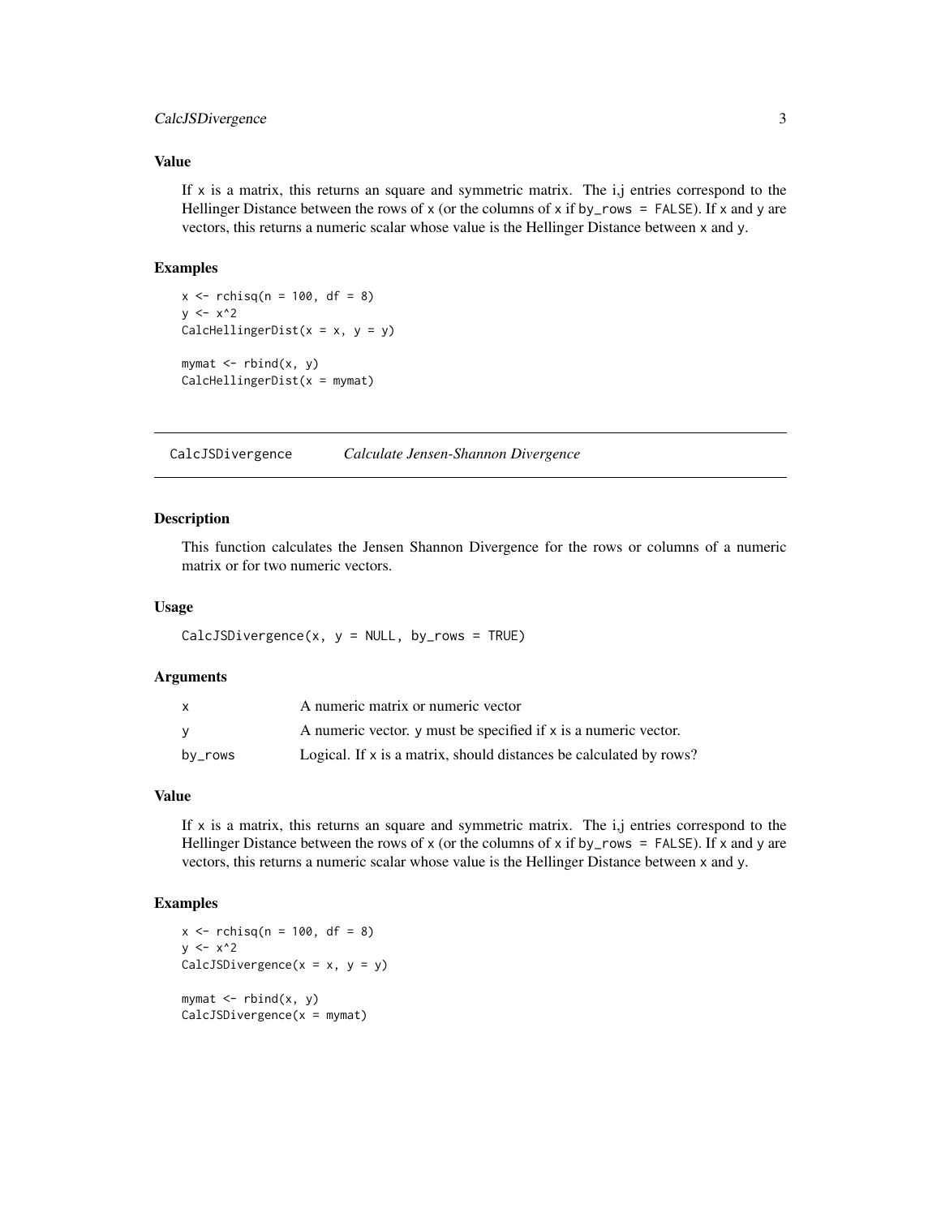### Value

If `x` is a matrix, this returns an square and symmetric matrix. The i,j entries correspond to the Hellinger Distance between the rows of `x` (or the columns of `x` if `by_rows = FALSE`). If `x` and `y` are vectors, this returns a numeric scalar whose value is the Hellinger Distance between `x` and `y`.

### Examples

```
x <- rchisq(n = 100, df = 8)
y <- x^2
CalcHellingerDist(x = x, y = y)

mymat <- rbind(x, y)
CalcHellingerDist(x = mymat)
```

---

## CalcJSDivergence — *Calculate Jensen-Shannon Divergence*

---

### Description

This function calculates the Jensen Shannon Divergence for the rows or columns of a numeric matrix or for two numeric vectors.

### Usage

```
CalcJSDivergence(x, y = NULL, by_rows = TRUE)
```

### Arguments

| | |
|---|---|
| `x` | A numeric matrix or numeric vector |
| `y` | A numeric vector. `y` must be specified if `x` is a numeric vector. |
| `by_rows` | Logical. If `x` is a matrix, should distances be calculated by rows? |

### Value

If `x` is a matrix, this returns an square and symmetric matrix. The i,j entries correspond to the Hellinger Distance between the rows of `x` (or the columns of `x` if `by_rows = FALSE`). If `x` and `y` are vectors, this returns a numeric scalar whose value is the Hellinger Distance between `x` and `y`.

### Examples

```
x <- rchisq(n = 100, df = 8)
y <- x^2
CalcJSDivergence(x = x, y = y)

mymat <- rbind(x, y)
CalcJSDivergence(x = mymat)
```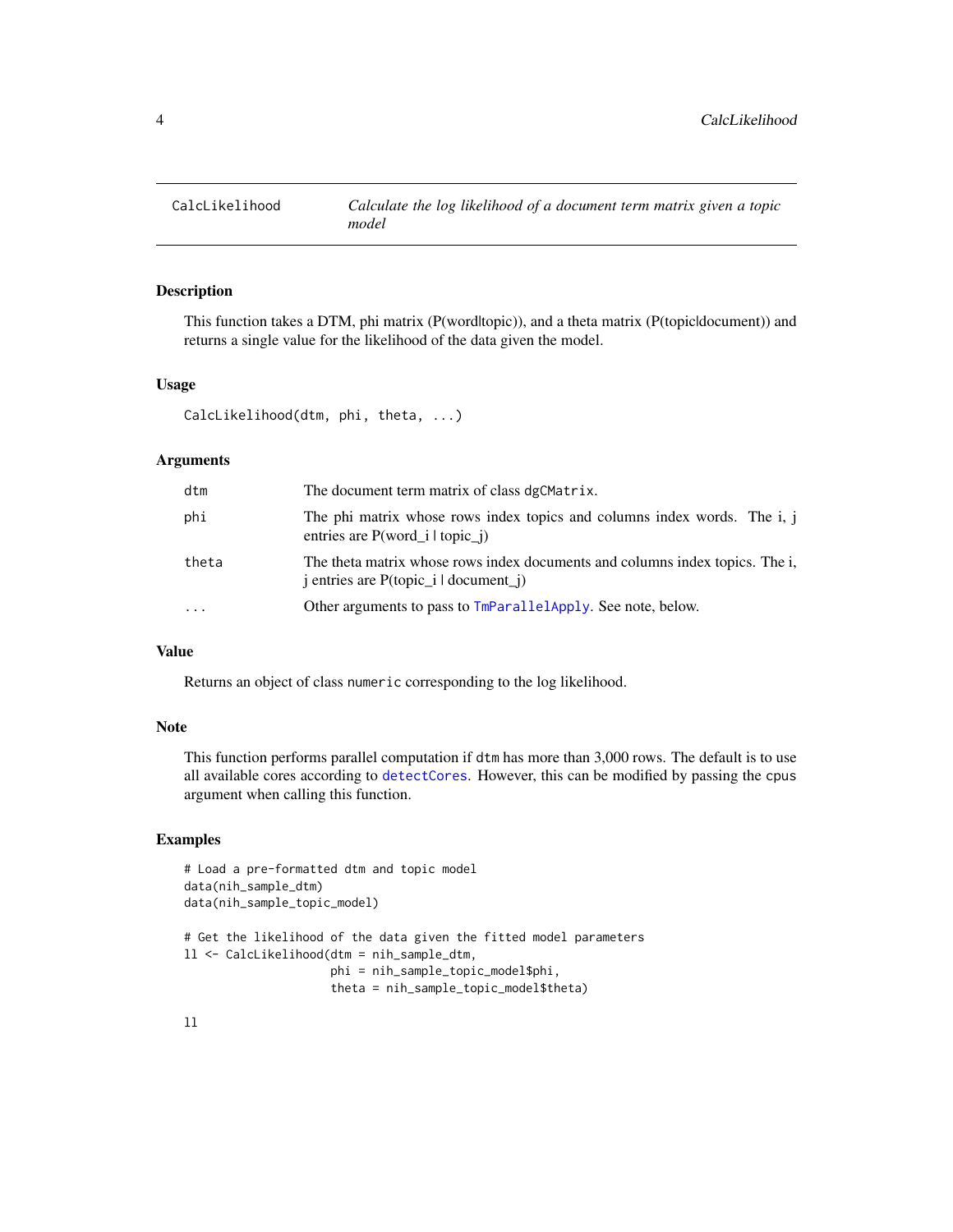# CalcLikelihood — *Calculate the log likelihood of a document term matrix given a topic model*

### Description

This function takes a DTM, phi matrix (P(word|topic)), and a theta matrix (P(topic|document)) and returns a single value for the likelihood of the data given the model.

### Usage

```
CalcLikelihood(dtm, phi, theta, ...)
```

### Arguments

| | |
|---|---|
| `dtm` | The document term matrix of class `dgCMatrix`. |
| `phi` | The phi matrix whose rows index topics and columns index words. The i, j entries are P(word_i \| topic_j) |
| `theta` | The theta matrix whose rows index documents and columns index topics. The i, j entries are P(topic_i \| document_j) |
| `...` | Other arguments to pass to `TmParallelApply`. See note, below. |

### Value

Returns an object of class `numeric` corresponding to the log likelihood.

### Note

This function performs parallel computation if `dtm` has more than 3,000 rows. The default is to use all available cores according to `detectCores`. However, this can be modified by passing the `cpus` argument when calling this function.

### Examples

```
# Load a pre-formatted dtm and topic model
data(nih_sample_dtm)
data(nih_sample_topic_model)

# Get the likelihood of the data given the fitted model parameters
ll <- CalcLikelihood(dtm = nih_sample_dtm,
                     phi = nih_sample_topic_model$phi,
                     theta = nih_sample_topic_model$theta)

ll
```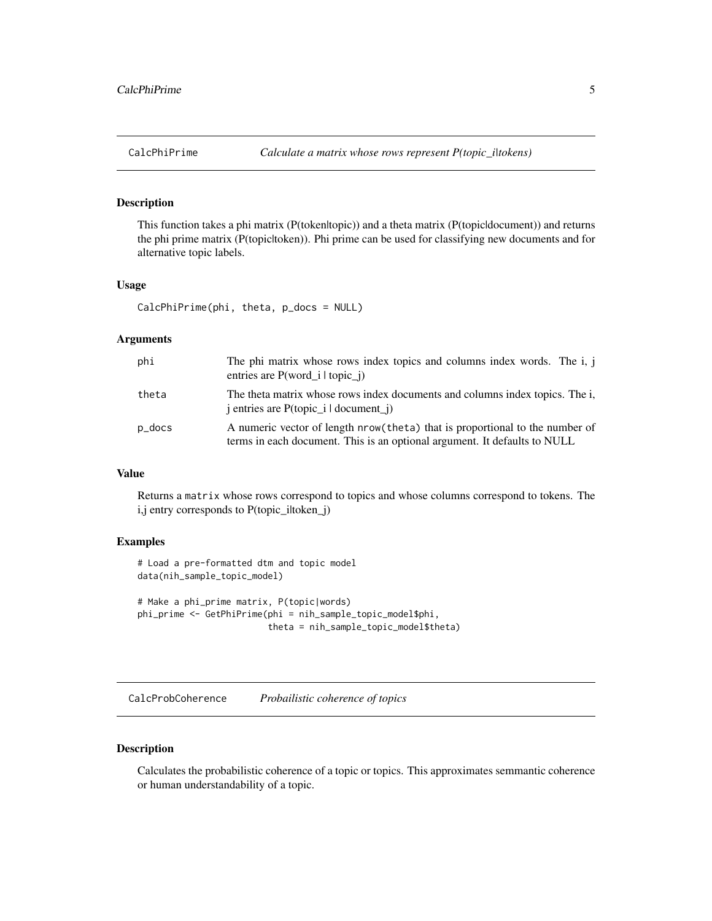## CalcPhiPrime — *Calculate a matrix whose rows represent P(topic_i|tokens)*

### Description

This function takes a phi matrix (P(token|topic)) and a theta matrix (P(topic|document)) and returns the phi prime matrix (P(topic|token)). Phi prime can be used for classifying new documents and for alternative topic labels.

### Usage

```
CalcPhiPrime(phi, theta, p_docs = NULL)
```

### Arguments

| | |
|---|---|
| phi | The phi matrix whose rows index topics and columns index words. The i, j entries are P(word_i | topic_j) |
| theta | The theta matrix whose rows index documents and columns index topics. The i, j entries are P(topic_i | document_j) |
| p_docs | A numeric vector of length `nrow(theta)` that is proportional to the number of terms in each document. This is an optional argument. It defaults to NULL |

### Value

Returns a `matrix` whose rows correspond to topics and whose columns correspond to tokens. The i,j entry corresponds to P(topic_i|token_j)

### Examples

```
# Load a pre-formatted dtm and topic model
data(nih_sample_topic_model)

# Make a phi_prime matrix, P(topic|words)
phi_prime <- GetPhiPrime(phi = nih_sample_topic_model$phi,
                         theta = nih_sample_topic_model$theta)
```

## CalcProbCoherence — *Probailistic coherence of topics*

### Description

Calculates the probabilistic coherence of a topic or topics. This approximates semmantic coherence or human understandability of a topic.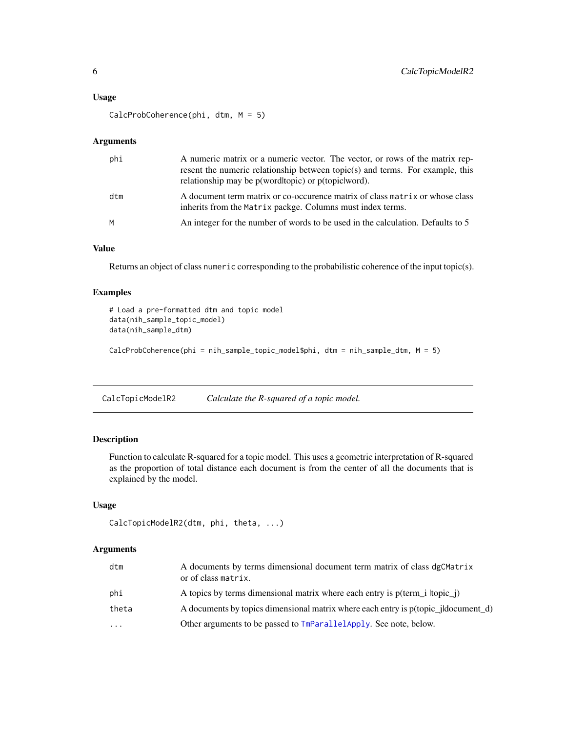### Usage

```
CalcProbCoherence(phi, dtm, M = 5)
```

### Arguments

| | |
|---|---|
| phi | A numeric matrix or a numeric vector. The vector, or rows of the matrix represent the numeric relationship between topic(s) and terms. For example, this relationship may be p(word\|topic) or p(topic\|word). |
| dtm | A document term matrix or co-occurence matrix of class `matrix` or whose class inherits from the `Matrix` packge. Columns must index terms. |
| M | An integer for the number of words to be used in the calculation. Defaults to 5 |

### Value

Returns an object of class `numeric` corresponding to the probabilistic coherence of the input topic(s).

### Examples

```
# Load a pre-formatted dtm and topic model
data(nih_sample_topic_model)
data(nih_sample_dtm)

CalcProbCoherence(phi = nih_sample_topic_model$phi, dtm = nih_sample_dtm, M = 5)
```

---

## CalcTopicModelR2 — *Calculate the R-squared of a topic model.*

### Description

Function to calculate R-squared for a topic model. This uses a geometric interpretation of R-squared as the proportion of total distance each document is from the center of all the documents that is explained by the model.

### Usage

```
CalcTopicModelR2(dtm, phi, theta, ...)
```

### Arguments

| | |
|---|---|
| dtm | A documents by terms dimensional document term matrix of class `dgCMatrix` or of class `matrix`. |
| phi | A topics by terms dimensional matrix where each entry is p(term_i \|topic_j) |
| theta | A documents by topics dimensional matrix where each entry is p(topic_j\|document_d) |
| ... | Other arguments to be passed to `TmParallelApply`. See note, below. |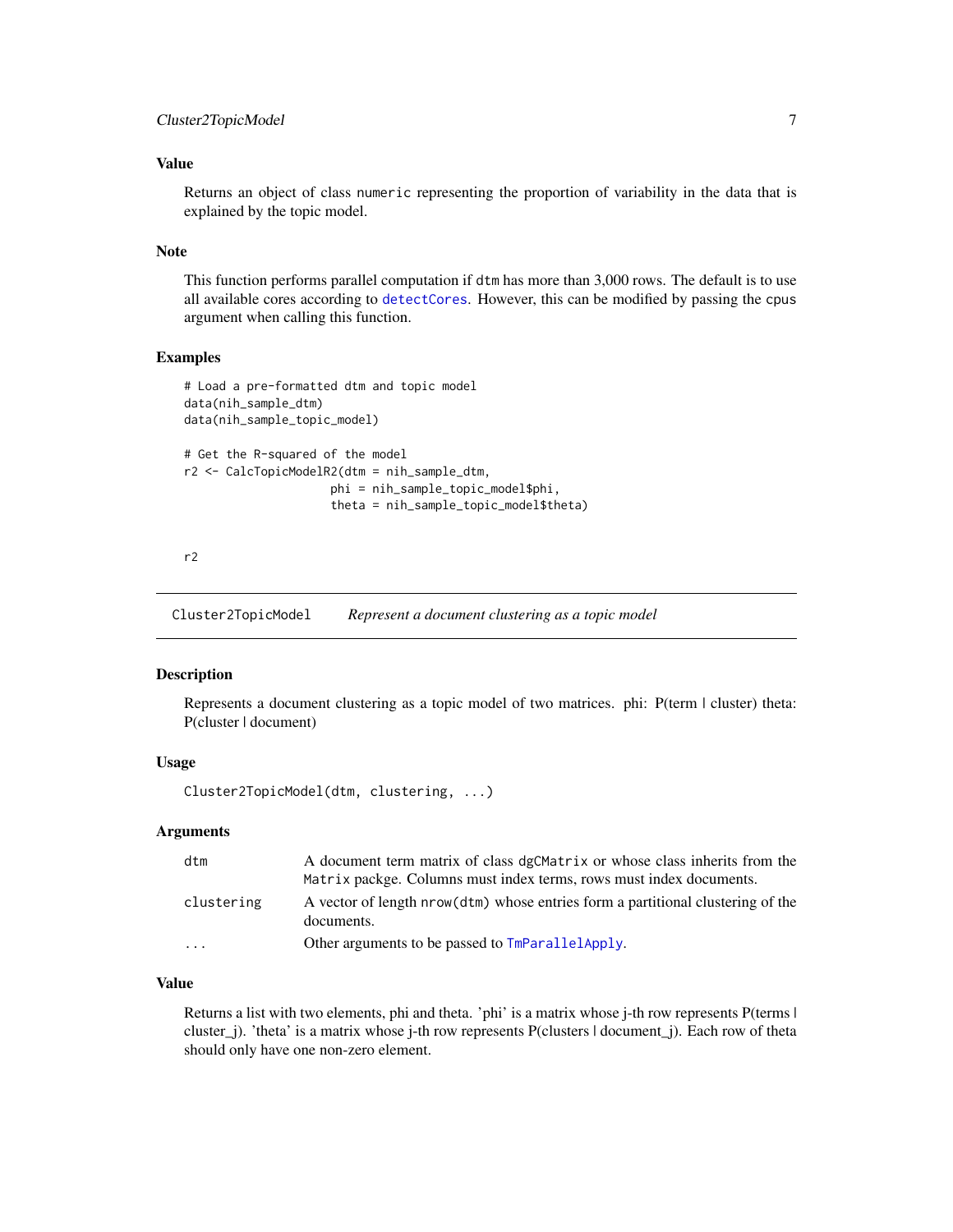### Value

Returns an object of class `numeric` representing the proportion of variability in the data that is explained by the topic model.

### Note

This function performs parallel computation if `dtm` has more than 3,000 rows. The default is to use all available cores according to `detectCores`. However, this can be modified by passing the `cpus` argument when calling this function.

### Examples

```
# Load a pre-formatted dtm and topic model
data(nih_sample_dtm)
data(nih_sample_topic_model)

# Get the R-squared of the model
r2 <- CalcTopicModelR2(dtm = nih_sample_dtm,
                     phi = nih_sample_topic_model$phi,
                     theta = nih_sample_topic_model$theta)


r2
```

---

## Cluster2TopicModel    *Represent a document clustering as a topic model*

---

### Description

Represents a document clustering as a topic model of two matrices. phi: P(term | cluster) theta: P(cluster | document)

### Usage

```
Cluster2TopicModel(dtm, clustering, ...)
```

### Arguments

| | |
|---|---|
| `dtm` | A document term matrix of class `dgCMatrix` or whose class inherits from the `Matrix` packge. Columns must index terms, rows must index documents. |
| `clustering` | A vector of length `nrow(dtm)` whose entries form a partitional clustering of the documents. |
| `...` | Other arguments to be passed to `TmParallelApply`. |

### Value

Returns a list with two elements, phi and theta. 'phi' is a matrix whose j-th row represents P(terms | cluster_j). 'theta' is a matrix whose j-th row represents P(clusters | document_j). Each row of theta should only have one non-zero element.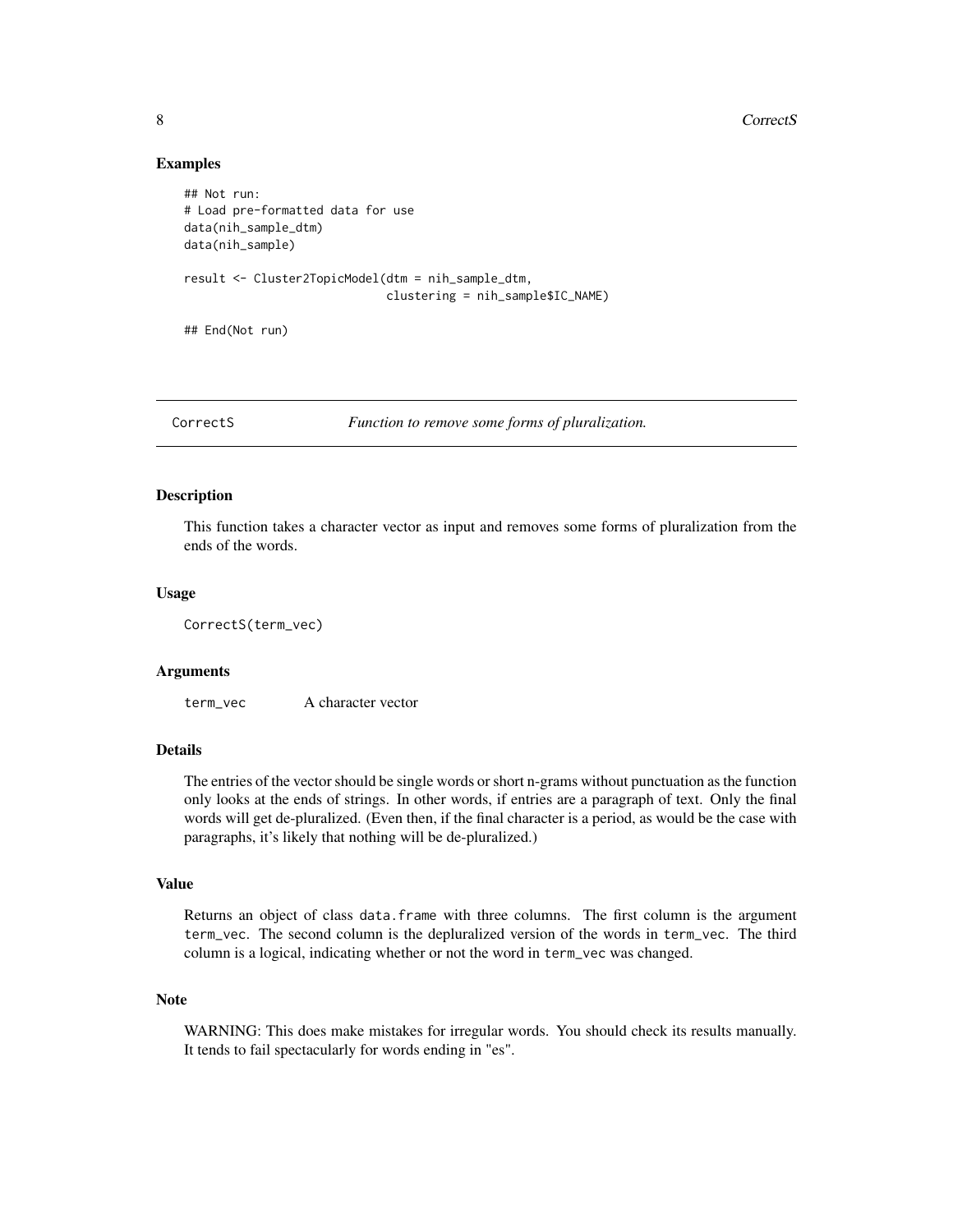### Examples

```
## Not run:
# Load pre-formatted data for use
data(nih_sample_dtm)
data(nih_sample)

result <- Cluster2TopicModel(dtm = nih_sample_dtm,
                             clustering = nih_sample$IC_NAME)

## End(Not run)
```

---

## CorrectS *Function to remove some forms of pluralization.*

---

### Description

This function takes a character vector as input and removes some forms of pluralization from the ends of the words.

### Usage

```
CorrectS(term_vec)
```

### Arguments

| | |
|---|---|
| `term_vec` | A character vector |

### Details

The entries of the vector should be single words or short n-grams without punctuation as the function only looks at the ends of strings. In other words, if entries are a paragraph of text. Only the final words will get de-pluralized. (Even then, if the final character is a period, as would be the case with paragraphs, it's likely that nothing will be de-pluralized.)

### Value

Returns an object of class `data.frame` with three columns. The first column is the argument `term_vec`. The second column is the depluralized version of the words in `term_vec`. The third column is a logical, indicating whether or not the word in `term_vec` was changed.

### Note

WARNING: This does make mistakes for irregular words. You should check its results manually. It tends to fail spectacularly for words ending in "es".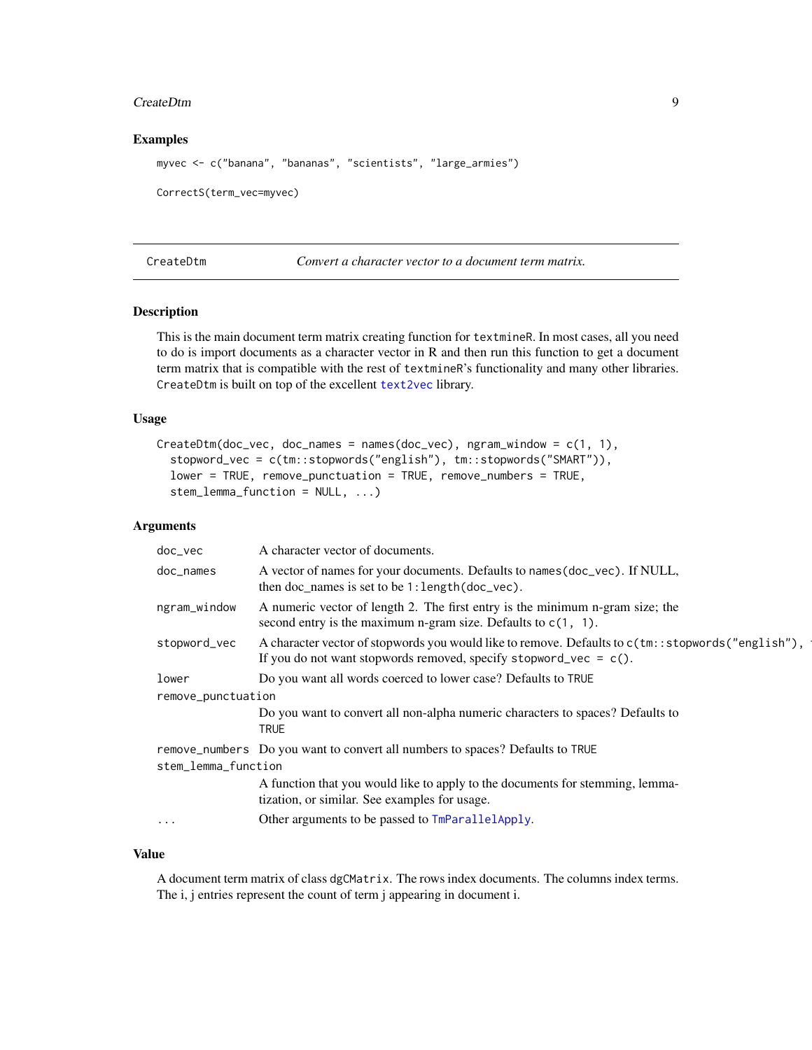## Examples

```
myvec <- c("banana", "bananas", "scientists", "large_armies")

CorrectS(term_vec=myvec)
```

---

## CreateDtm — *Convert a character vector to a document term matrix.*

---

### Description

This is the main document term matrix creating function for `textmineR`. In most cases, all you need to do is import documents as a character vector in R and then run this function to get a document term matrix that is compatible with the rest of `textmineR`'s functionality and many other libraries. `CreateDtm` is built on top of the excellent `text2vec` library.

### Usage

```
CreateDtm(doc_vec, doc_names = names(doc_vec), ngram_window = c(1, 1),
  stopword_vec = c(tm::stopwords("english"), tm::stopwords("SMART")),
  lower = TRUE, remove_punctuation = TRUE, remove_numbers = TRUE,
  stem_lemma_function = NULL, ...)
```

### Arguments

- `doc_vec` — A character vector of documents.
- `doc_names` — A vector of names for your documents. Defaults to `names(doc_vec)`. If NULL, then doc_names is set to be `1:length(doc_vec)`.
- `ngram_window` — A numeric vector of length 2. The first entry is the minimum n-gram size; the second entry is the maximum n-gram size. Defaults to `c(1, 1)`.
- `stopword_vec` — A character vector of stopwords you would like to remove. Defaults to `c(tm::stopwords("english"),` If you do not want stopwords removed, specify `stopword_vec = c()`.
- `lower` — Do you want all words coerced to lower case? Defaults to `TRUE`
- `remove_punctuation` — Do you want to convert all non-alpha numeric characters to spaces? Defaults to `TRUE`
- `remove_numbers` — Do you want to convert all numbers to spaces? Defaults to `TRUE`
- `stem_lemma_function` — A function that you would like to apply to the documents for stemming, lemmatization, or similar. See examples for usage.
- `...` — Other arguments to be passed to `TmParallelApply`.

### Value

A document term matrix of class `dgCMatrix`. The rows index documents. The columns index terms. The i, j entries represent the count of term j appearing in document i.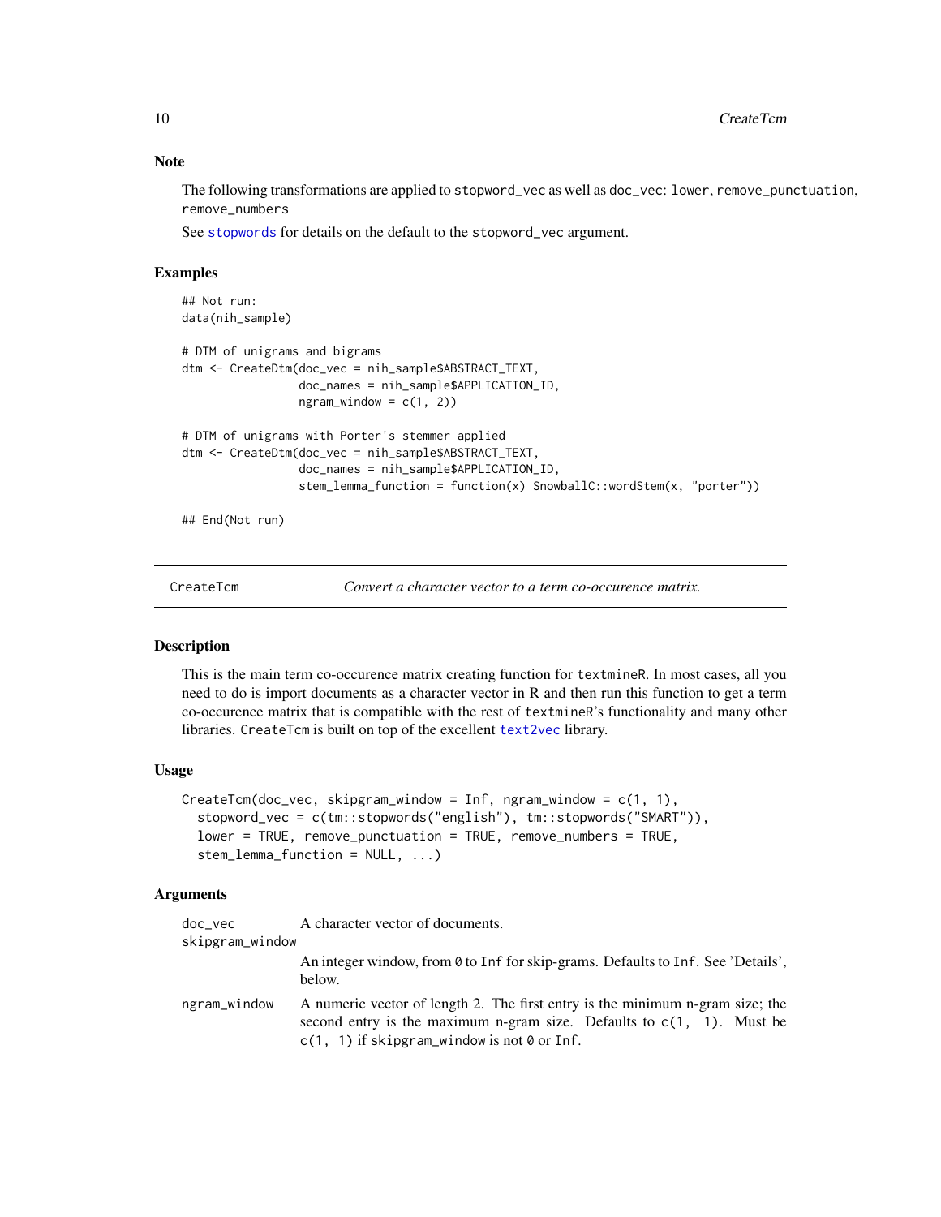### Note

The following transformations are applied to `stopword_vec` as well as `doc_vec`: `lower`, `remove_punctuation`, `remove_numbers`

See `stopwords` for details on the default to the `stopword_vec` argument.

### Examples

```
## Not run:
data(nih_sample)

# DTM of unigrams and bigrams
dtm <- CreateDtm(doc_vec = nih_sample$ABSTRACT_TEXT,
                 doc_names = nih_sample$APPLICATION_ID,
                 ngram_window = c(1, 2))

# DTM of unigrams with Porter's stemmer applied
dtm <- CreateDtm(doc_vec = nih_sample$ABSTRACT_TEXT,
                 doc_names = nih_sample$APPLICATION_ID,
                 stem_lemma_function = function(x) SnowballC::wordStem(x, "porter"))

## End(Not run)
```

---

## CreateTcm — *Convert a character vector to a term co-occurence matrix.*

### Description

This is the main term co-occurence matrix creating function for `textmineR`. In most cases, all you need to do is import documents as a character vector in R and then run this function to get a term co-occurence matrix that is compatible with the rest of `textmineR`'s functionality and many other libraries. `CreateTcm` is built on top of the excellent `text2vec` library.

### Usage

```
CreateTcm(doc_vec, skipgram_window = Inf, ngram_window = c(1, 1),
  stopword_vec = c(tm::stopwords("english"), tm::stopwords("SMART")),
  lower = TRUE, remove_punctuation = TRUE, remove_numbers = TRUE,
  stem_lemma_function = NULL, ...)
```

### Arguments

| | |
|---|---|
| `doc_vec` | A character vector of documents. |
| `skipgram_window` | An integer window, from `0` to `Inf` for skip-grams. Defaults to `Inf`. See 'Details', below. |
| `ngram_window` | A numeric vector of length 2. The first entry is the minimum n-gram size; the second entry is the maximum n-gram size. Defaults to `c(1, 1)`. Must be `c(1, 1)` if `skipgram_window` is not `0` or `Inf`. |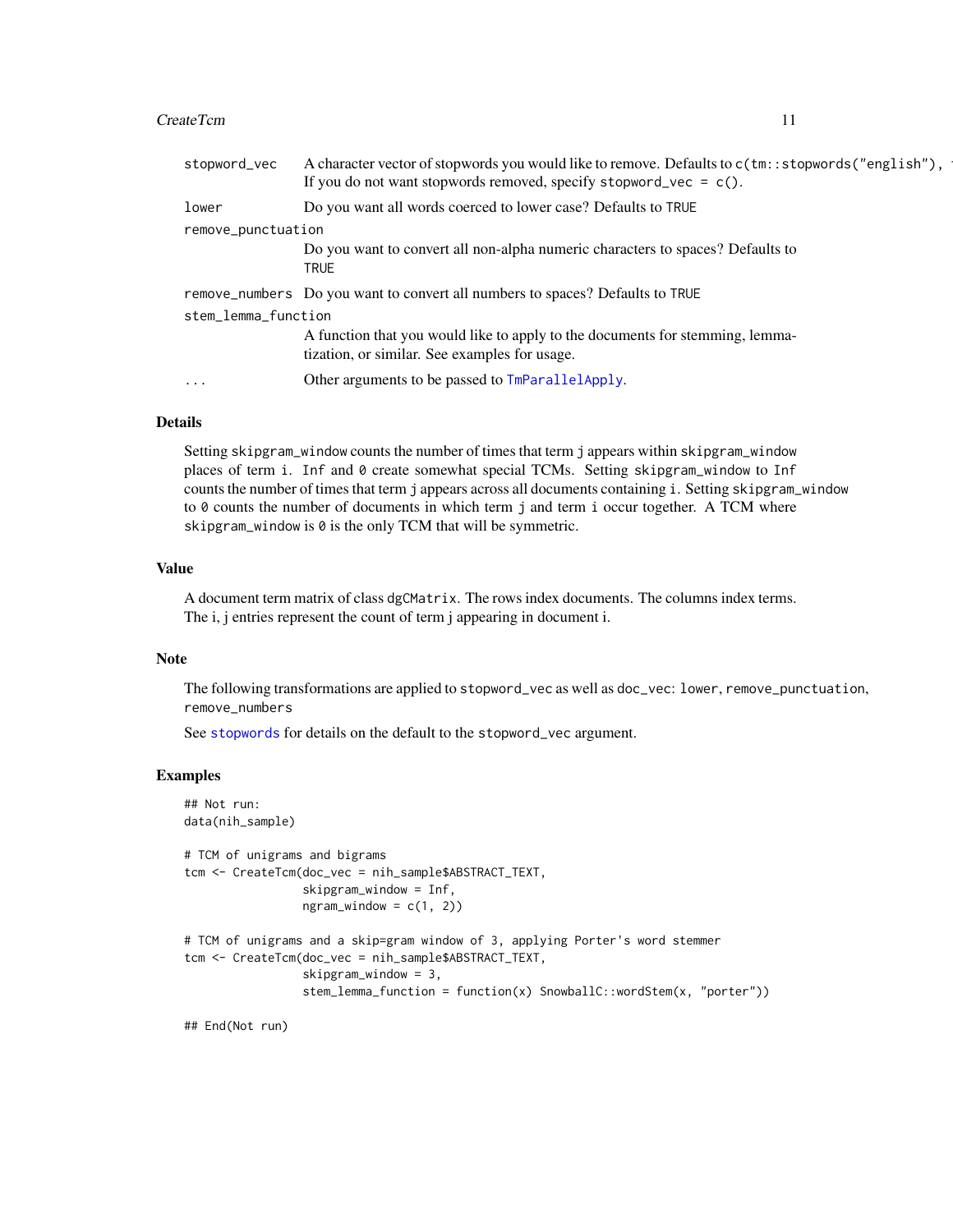| | |
|---|---|
| stopword_vec | A character vector of stopwords you would like to remove. Defaults to c(tm::stopwords("english"), If you do not want stopwords removed, specify stopword_vec = c(). |
| lower | Do you want all words coerced to lower case? Defaults to TRUE |
| remove_punctuation | Do you want to convert all non-alpha numeric characters to spaces? Defaults to TRUE |
| remove_numbers | Do you want to convert all numbers to spaces? Defaults to TRUE |
| stem_lemma_function | A function that you would like to apply to the documents for stemming, lemmatization, or similar. See examples for usage. |
| ... | Other arguments to be passed to TmParallelApply. |

## Details

Setting skipgram_window counts the number of times that term j appears within skipgram_window places of term i. Inf and 0 create somewhat special TCMs. Setting skipgram_window to Inf counts the number of times that term j appears across all documents containing i. Setting skipgram_window to 0 counts the number of documents in which term j and term i occur together. A TCM where skipgram_window is 0 is the only TCM that will be symmetric.

## Value

A document term matrix of class dgCMatrix. The rows index documents. The columns index terms. The i, j entries represent the count of term j appearing in document i.

## Note

The following transformations are applied to stopword_vec as well as doc_vec: lower, remove_punctuation, remove_numbers

See stopwords for details on the default to the stopword_vec argument.

## Examples

```
## Not run:
data(nih_sample)

# TCM of unigrams and bigrams
tcm <- CreateTcm(doc_vec = nih_sample$ABSTRACT_TEXT,
                 skipgram_window = Inf,
                 ngram_window = c(1, 2))

# TCM of unigrams and a skip=gram window of 3, applying Porter's word stemmer
tcm <- CreateTcm(doc_vec = nih_sample$ABSTRACT_TEXT,
                 skipgram_window = 3,
                 stem_lemma_function = function(x) SnowballC::wordStem(x, "porter"))

## End(Not run)
```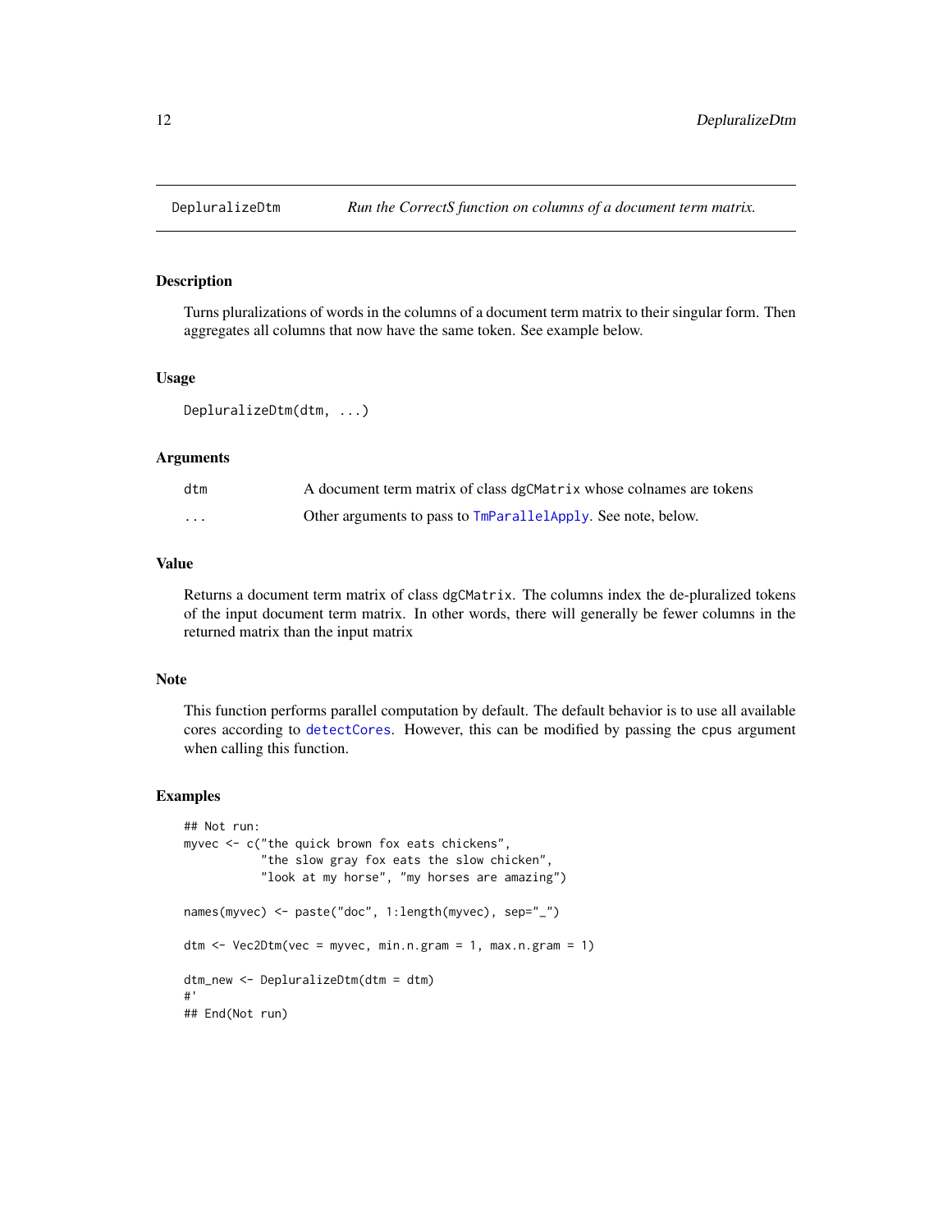DepluralizeDtm *Run the CorrectS function on columns of a document term matrix.*

### Description

Turns pluralizations of words in the columns of a document term matrix to their singular form. Then aggregates all columns that now have the same token. See example below.

### Usage

```
DepluralizeDtm(dtm, ...)
```

### Arguments

| | |
|---|---|
| `dtm` | A document term matrix of class `dgCMatrix` whose colnames are tokens |
| `...` | Other arguments to pass to `TmParallelApply`. See note, below. |

### Value

Returns a document term matrix of class `dgCMatrix`. The columns index the de-pluralized tokens of the input document term matrix. In other words, there will generally be fewer columns in the returned matrix than the input matrix

### Note

This function performs parallel computation by default. The default behavior is to use all available cores according to `detectCores`. However, this can be modified by passing the `cpus` argument when calling this function.

### Examples

```
## Not run:
myvec <- c("the quick brown fox eats chickens",
           "the slow gray fox eats the slow chicken",
           "look at my horse", "my horses are amazing")

names(myvec) <- paste("doc", 1:length(myvec), sep="_")

dtm <- Vec2Dtm(vec = myvec, min.n.gram = 1, max.n.gram = 1)

dtm_new <- DepluralizeDtm(dtm = dtm)
#'
## End(Not run)
```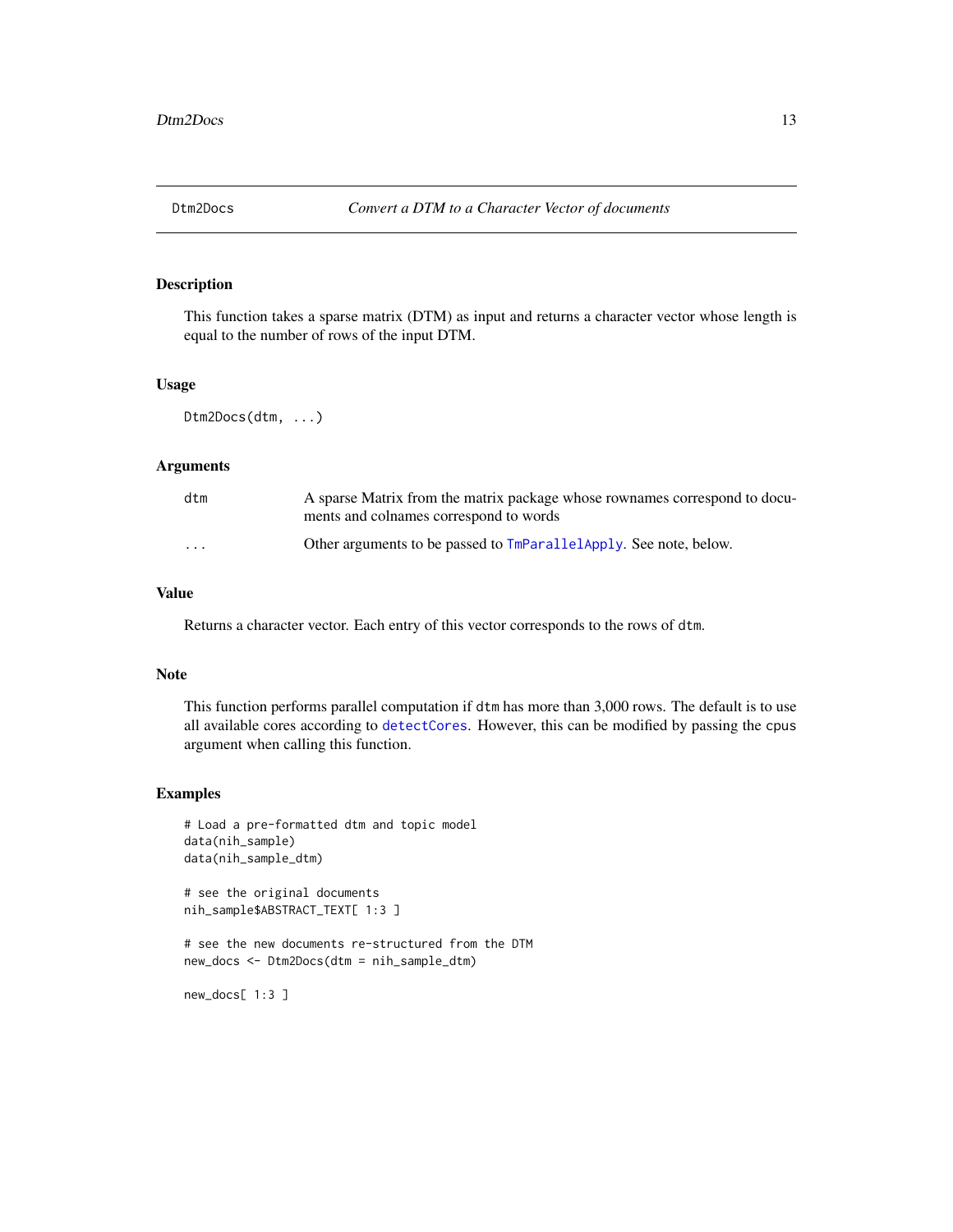# Dtm2Docs *Convert a DTM to a Character Vector of documents*

## Description

This function takes a sparse matrix (DTM) as input and returns a character vector whose length is equal to the number of rows of the input DTM.

## Usage

```
Dtm2Docs(dtm, ...)
```

## Arguments

| | |
|---|---|
| dtm | A sparse Matrix from the matrix package whose rownames correspond to documents and colnames correspond to words |
| ... | Other arguments to be passed to TmParallelApply. See note, below. |

## Value

Returns a character vector. Each entry of this vector corresponds to the rows of `dtm`.

## Note

This function performs parallel computation if `dtm` has more than 3,000 rows. The default is to use all available cores according to detectCores. However, this can be modified by passing the `cpus` argument when calling this function.

## Examples

```
# Load a pre-formatted dtm and topic model
data(nih_sample)
data(nih_sample_dtm)

# see the original documents
nih_sample$ABSTRACT_TEXT[ 1:3 ]

# see the new documents re-structured from the DTM
new_docs <- Dtm2Docs(dtm = nih_sample_dtm)

new_docs[ 1:3 ]
```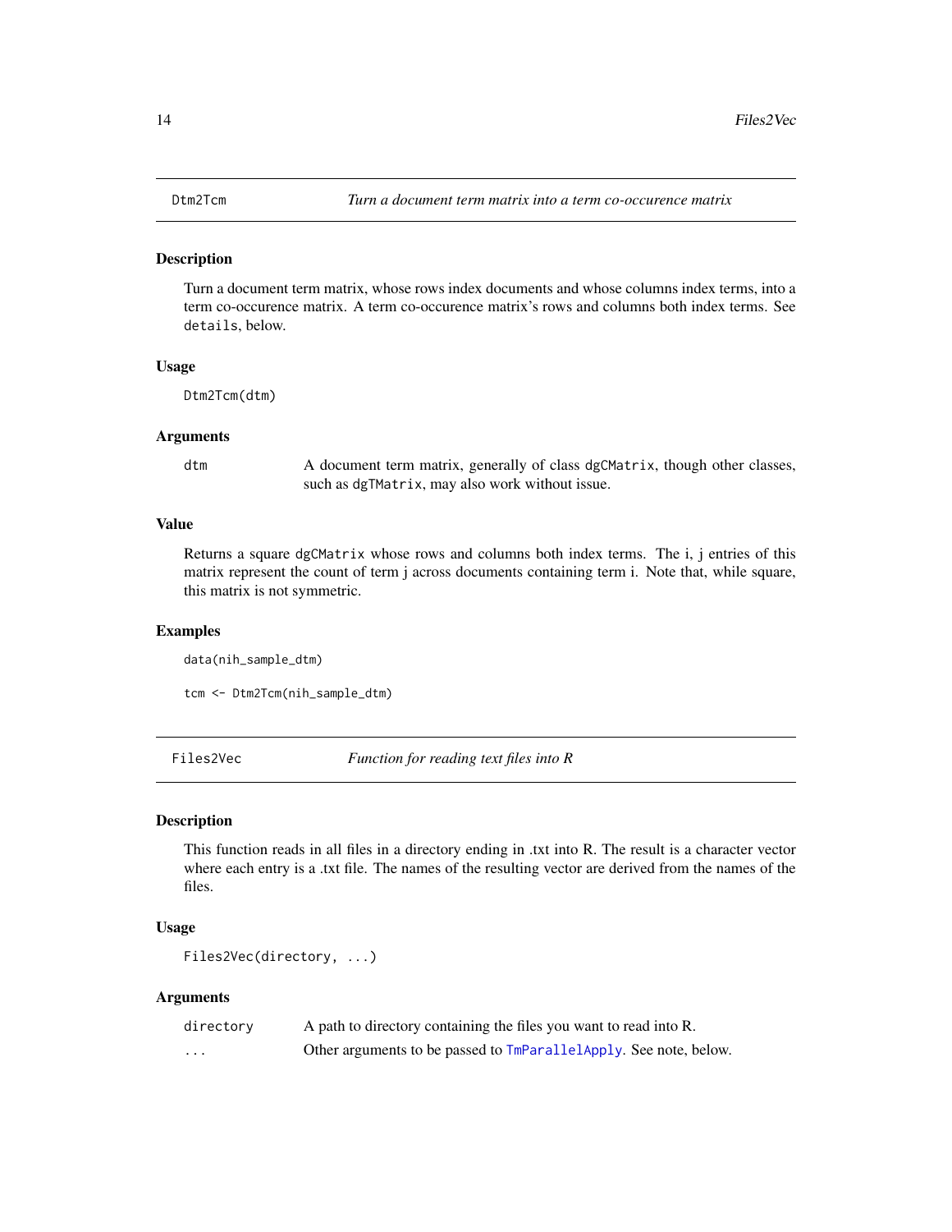## Dtm2Tcm — *Turn a document term matrix into a term co-occurence matrix*

### Description

Turn a document term matrix, whose rows index documents and whose columns index terms, into a term co-occurence matrix. A term co-occurence matrix's rows and columns both index terms. See `details`, below.

### Usage

```
Dtm2Tcm(dtm)
```

### Arguments

| | |
|---|---|
| `dtm` | A document term matrix, generally of class `dgCMatrix`, though other classes, such as `dgTMatrix`, may also work without issue. |

### Value

Returns a square `dgCMatrix` whose rows and columns both index terms. The i, j entries of this matrix represent the count of term j across documents containing term i. Note that, while square, this matrix is not symmetric.

### Examples

```
data(nih_sample_dtm)

tcm <- Dtm2Tcm(nih_sample_dtm)
```

## Files2Vec — *Function for reading text files into R*

### Description

This function reads in all files in a directory ending in .txt into R. The result is a character vector where each entry is a .txt file. The names of the resulting vector are derived from the names of the files.

### Usage

```
Files2Vec(directory, ...)
```

### Arguments

| | |
|---|---|
| `directory` | A path to directory containing the files you want to read into R. |
| `...` | Other arguments to be passed to `TmParallelApply`. See note, below. |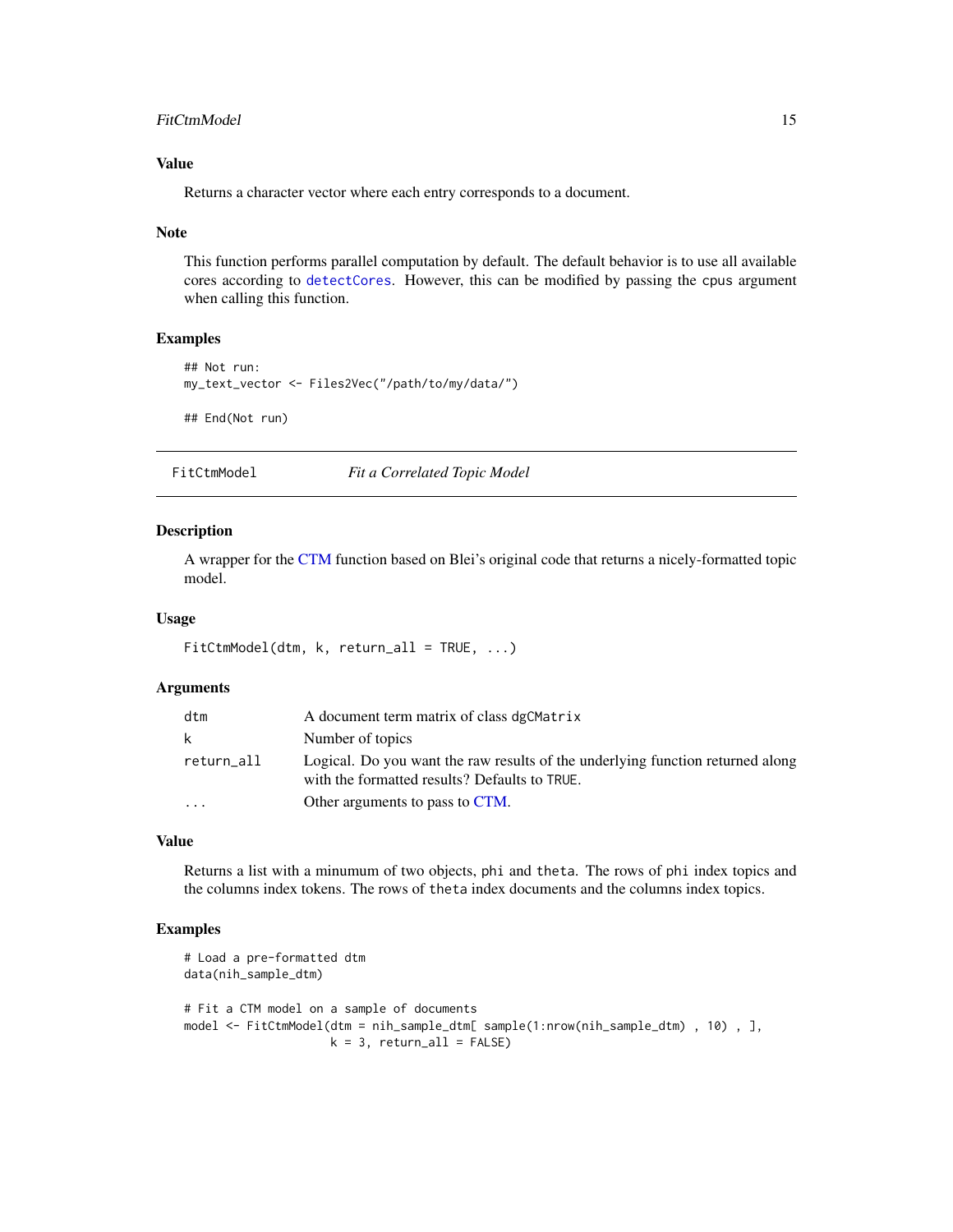### Value

Returns a character vector where each entry corresponds to a document.

### Note

This function performs parallel computation by default. The default behavior is to use all available cores according to `detectCores`. However, this can be modified by passing the `cpus` argument when calling this function.

### Examples

```
## Not run:
my_text_vector <- Files2Vec("/path/to/my/data/")

## End(Not run)
```

---

## FitCtmModel — *Fit a Correlated Topic Model*

---

### Description

A wrapper for the CTM function based on Blei's original code that returns a nicely-formatted topic model.

### Usage

```
FitCtmModel(dtm, k, return_all = TRUE, ...)
```

### Arguments

| | |
|---|---|
| `dtm` | A document term matrix of class `dgCMatrix` |
| `k` | Number of topics |
| `return_all` | Logical. Do you want the raw results of the underlying function returned along with the formatted results? Defaults to `TRUE`. |
| `...` | Other arguments to pass to CTM. |

### Value

Returns a list with a minumum of two objects, `phi` and `theta`. The rows of `phi` index topics and the columns index tokens. The rows of `theta` index documents and the columns index topics.

### Examples

```
# Load a pre-formatted dtm
data(nih_sample_dtm)

# Fit a CTM model on a sample of documents
model <- FitCtmModel(dtm = nih_sample_dtm[ sample(1:nrow(nih_sample_dtm) , 10) , ],
                     k = 3, return_all = FALSE)
```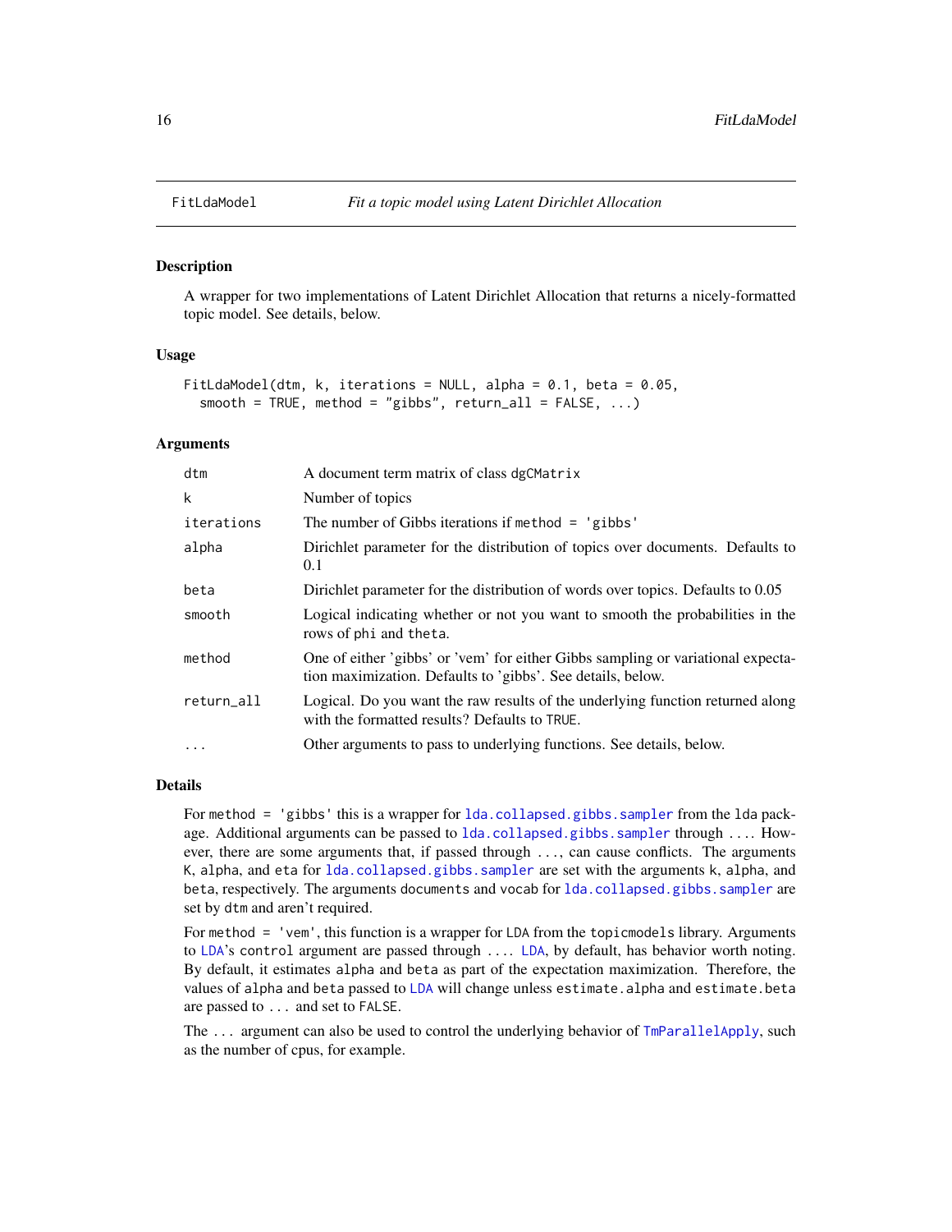# FitLdaModel

*Fit a topic model using Latent Dirichlet Allocation*

## Description

A wrapper for two implementations of Latent Dirichlet Allocation that returns a nicely-formatted topic model. See details, below.

## Usage

```
FitLdaModel(dtm, k, iterations = NULL, alpha = 0.1, beta = 0.05,
  smooth = TRUE, method = "gibbs", return_all = FALSE, ...)
```

## Arguments

| | |
|---|---|
| `dtm` | A document term matrix of class `dgCMatrix` |
| `k` | Number of topics |
| `iterations` | The number of Gibbs iterations if `method = 'gibbs'` |
| `alpha` | Dirichlet parameter for the distribution of topics over documents. Defaults to 0.1 |
| `beta` | Dirichlet parameter for the distribution of words over topics. Defaults to 0.05 |
| `smooth` | Logical indicating whether or not you want to smooth the probabilities in the rows of `phi` and `theta`. |
| `method` | One of either 'gibbs' or 'vem' for either Gibbs sampling or variational expectation maximization. Defaults to 'gibbs'. See details, below. |
| `return_all` | Logical. Do you want the raw results of the underlying function returned along with the formatted results? Defaults to `TRUE`. |
| `...` | Other arguments to pass to underlying functions. See details, below. |

## Details

For `method = 'gibbs'` this is a wrapper for `lda.collapsed.gibbs.sampler` from the `lda` package. Additional arguments can be passed to `lda.collapsed.gibbs.sampler` through `...`. However, there are some arguments that, if passed through `...`, can cause conflicts. The arguments `K`, `alpha`, and `eta` for `lda.collapsed.gibbs.sampler` are set with the arguments `k`, `alpha`, and `beta`, respectively. The arguments `documents` and `vocab` for `lda.collapsed.gibbs.sampler` are set by `dtm` and aren't required.

For `method = 'vem'`, this function is a wrapper for `LDA` from the `topicmodels` library. Arguments to `LDA`'s `control` argument are passed through `...`. `LDA`, by default, has behavior worth noting. By default, it estimates `alpha` and `beta` as part of the expectation maximization. Therefore, the values of `alpha` and `beta` passed to `LDA` will change unless `estimate.alpha` and `estimate.beta` are passed to `...` and set to `FALSE`.

The `...` argument can also be used to control the underlying behavior of `TmParallelApply`, such as the number of cpus, for example.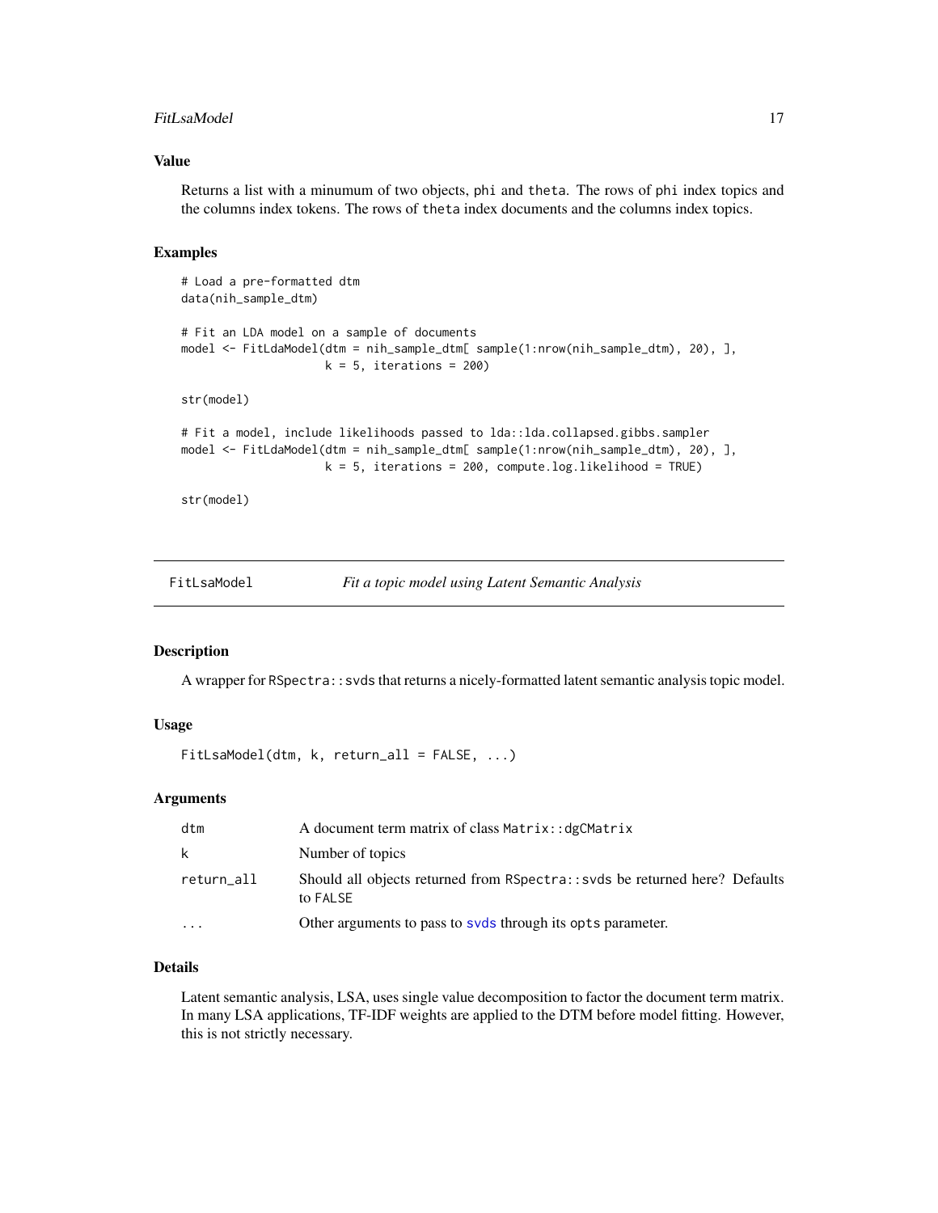### Value

Returns a list with a minumum of two objects, phi and theta. The rows of phi index topics and the columns index tokens. The rows of theta index documents and the columns index topics.

### Examples

```
# Load a pre-formatted dtm
data(nih_sample_dtm)

# Fit an LDA model on a sample of documents
model <- FitLdaModel(dtm = nih_sample_dtm[ sample(1:nrow(nih_sample_dtm), 20), ],
                     k = 5, iterations = 200)

str(model)

# Fit a model, include likelihoods passed to lda::lda.collapsed.gibbs.sampler
model <- FitLdaModel(dtm = nih_sample_dtm[ sample(1:nrow(nih_sample_dtm), 20), ],
                     k = 5, iterations = 200, compute.log.likelihood = TRUE)

str(model)
```

---

## FitLsaModel *Fit a topic model using Latent Semantic Analysis*

### Description

A wrapper for RSpectra::svds that returns a nicely-formatted latent semantic analysis topic model.

### Usage

```
FitLsaModel(dtm, k, return_all = FALSE, ...)
```

### Arguments

| | |
|---|---|
| dtm | A document term matrix of class Matrix::dgCMatrix |
| k | Number of topics |
| return_all | Should all objects returned from RSpectra::svds be returned here? Defaults to FALSE |
| ... | Other arguments to pass to svds through its opts parameter. |

### Details

Latent semantic analysis, LSA, uses single value decomposition to factor the document term matrix. In many LSA applications, TF-IDF weights are applied to the DTM before model fitting. However, this is not strictly necessary.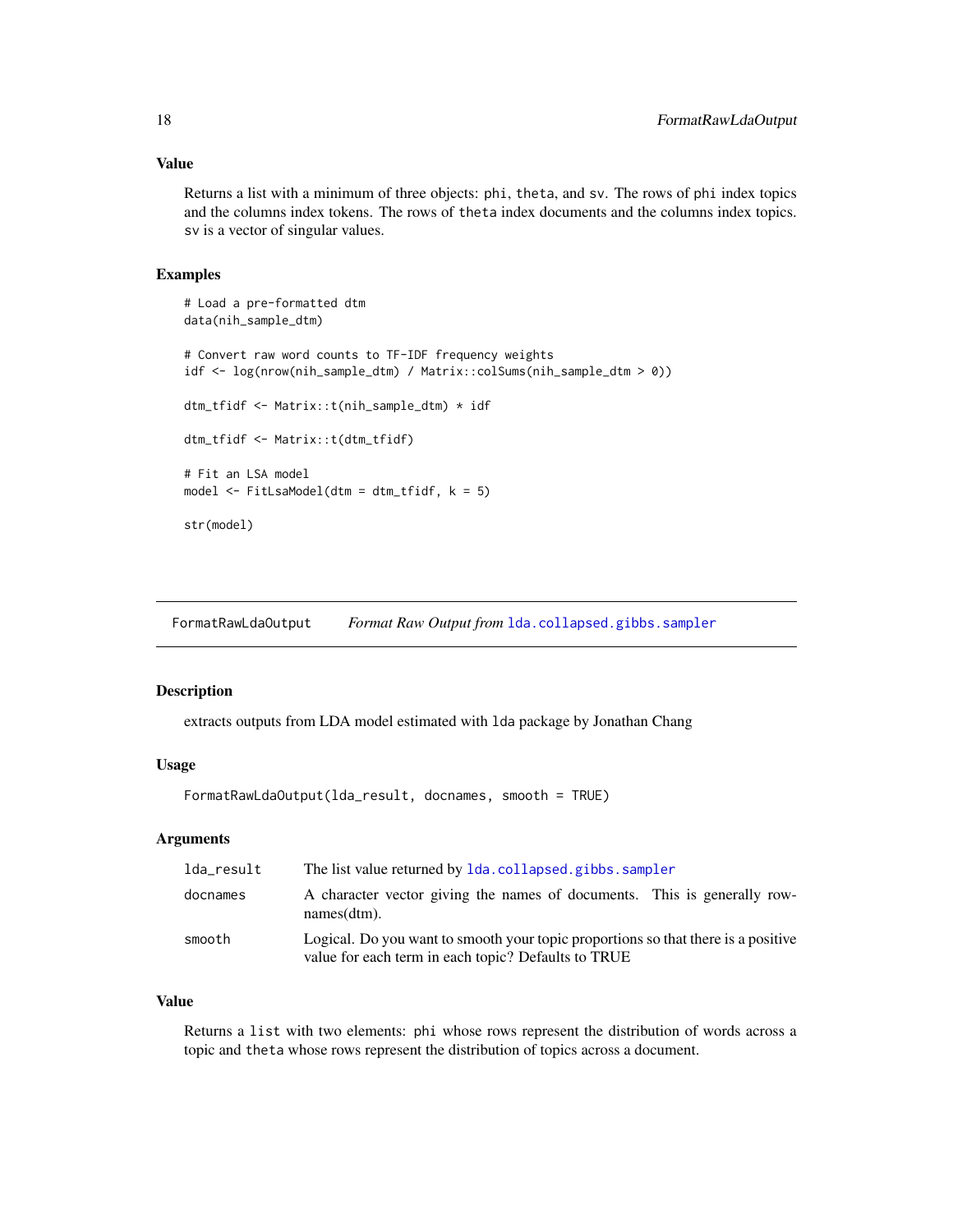### Value

Returns a list with a minimum of three objects: phi, theta, and sv. The rows of phi index topics and the columns index tokens. The rows of theta index documents and the columns index topics. sv is a vector of singular values.

### Examples

```
# Load a pre-formatted dtm
data(nih_sample_dtm)

# Convert raw word counts to TF-IDF frequency weights
idf <- log(nrow(nih_sample_dtm) / Matrix::colSums(nih_sample_dtm > 0))

dtm_tfidf <- Matrix::t(nih_sample_dtm) * idf

dtm_tfidf <- Matrix::t(dtm_tfidf)

# Fit an LSA model
model <- FitLsaModel(dtm = dtm_tfidf, k = 5)

str(model)
```

---

## FormatRawLdaOutput *Format Raw Output from* lda.collapsed.gibbs.sampler

### Description

extracts outputs from LDA model estimated with lda package by Jonathan Chang

### Usage

```
FormatRawLdaOutput(lda_result, docnames, smooth = TRUE)
```

### Arguments

| | |
|---|---|
| lda_result | The list value returned by lda.collapsed.gibbs.sampler |
| docnames | A character vector giving the names of documents. This is generally rownames(dtm). |
| smooth | Logical. Do you want to smooth your topic proportions so that there is a positive value for each term in each topic? Defaults to TRUE |

### Value

Returns a list with two elements: phi whose rows represent the distribution of words across a topic and theta whose rows represent the distribution of topics across a document.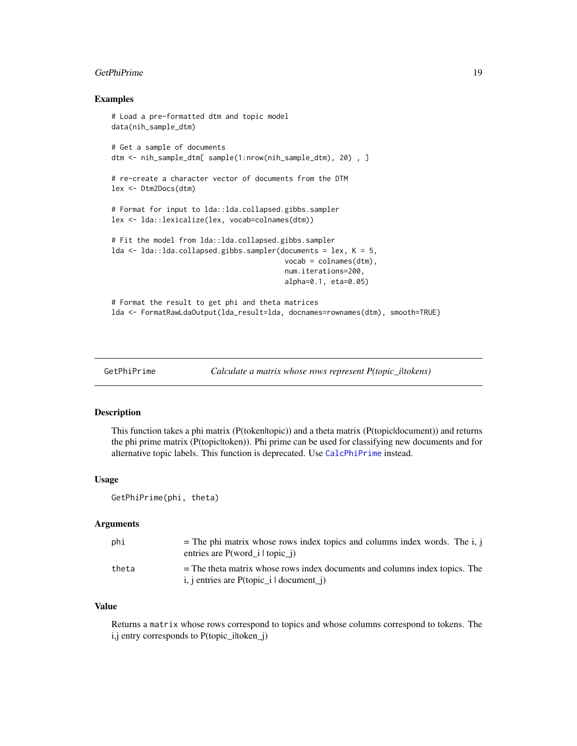## Examples

```
# Load a pre-formatted dtm and topic model
data(nih_sample_dtm)

# Get a sample of documents
dtm <- nih_sample_dtm[ sample(1:nrow(nih_sample_dtm), 20) , ]

# re-create a character vector of documents from the DTM
lex <- Dtm2Docs(dtm)

# Format for input to lda::lda.collapsed.gibbs.sampler
lex <- lda::lexicalize(lex, vocab=colnames(dtm))

# Fit the model from lda::lda.collapsed.gibbs.sampler
lda <- lda::lda.collapsed.gibbs.sampler(documents = lex, K = 5,
                                         vocab = colnames(dtm),
                                         num.iterations=200,
                                         alpha=0.1, eta=0.05)

# Format the result to get phi and theta matrices
lda <- FormatRawLdaOutput(lda_result=lda, docnames=rownames(dtm), smooth=TRUE)
```

---

# GetPhiPrime — *Calculate a matrix whose rows represent P(topic_i|tokens)*

## Description

This function takes a phi matrix (P(token|topic)) and a theta matrix (P(topic|document)) and returns the phi prime matrix (P(topic|token)). Phi prime can be used for classifying new documents and for alternative topic labels. This function is deprecated. Use `CalcPhiPrime` instead.

## Usage

```
GetPhiPrime(phi, theta)
```

## Arguments

| | |
|---|---|
| `phi` | = The phi matrix whose rows index topics and columns index words. The i, j entries are P(word_i \| topic_j) |
| `theta` | = The theta matrix whose rows index documents and columns index topics. The i, j entries are P(topic_i \| document_j) |

## Value

Returns a `matrix` whose rows correspond to topics and whose columns correspond to tokens. The i,j entry corresponds to P(topic_i|token_j)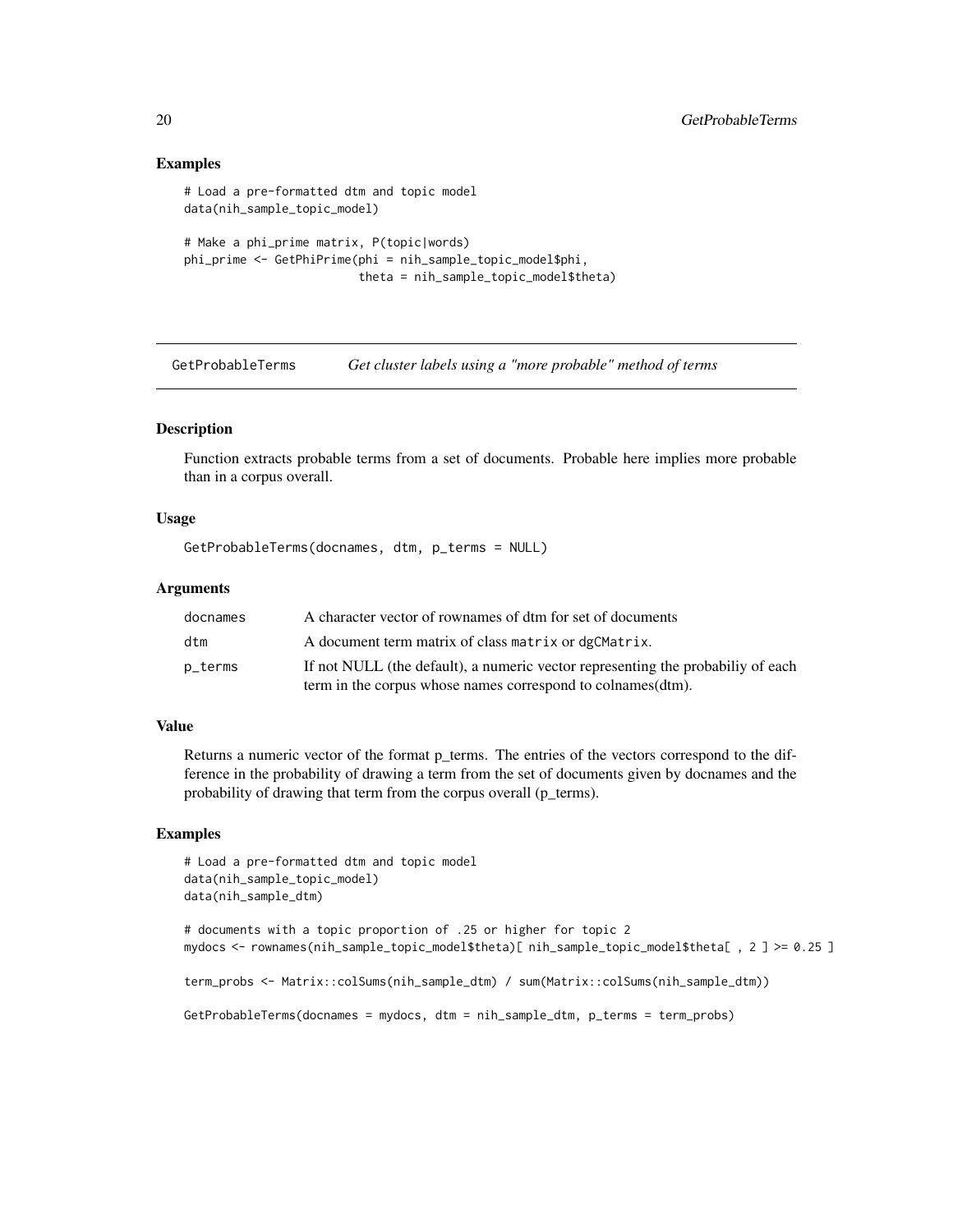## Examples

```
# Load a pre-formatted dtm and topic model
data(nih_sample_topic_model)

# Make a phi_prime matrix, P(topic|words)
phi_prime <- GetPhiPrime(phi = nih_sample_topic_model$phi,
                         theta = nih_sample_topic_model$theta)
```

---

# GetProbableTerms    *Get cluster labels using a "more probable" method of terms*

---

## Description

Function extracts probable terms from a set of documents. Probable here implies more probable than in a corpus overall.

## Usage

```
GetProbableTerms(docnames, dtm, p_terms = NULL)
```

## Arguments

| | |
|---|---|
| docnames | A character vector of rownames of dtm for set of documents |
| dtm | A document term matrix of class `matrix` or `dgCMatrix`. |
| p_terms | If not NULL (the default), a numeric vector representing the probabiliy of each term in the corpus whose names correspond to colnames(dtm). |

## Value

Returns a numeric vector of the format p_terms. The entries of the vectors correspond to the difference in the probability of drawing a term from the set of documents given by docnames and the probability of drawing that term from the corpus overall (p_terms).

## Examples

```
# Load a pre-formatted dtm and topic model
data(nih_sample_topic_model)
data(nih_sample_dtm)

# documents with a topic proportion of .25 or higher for topic 2
mydocs <- rownames(nih_sample_topic_model$theta)[ nih_sample_topic_model$theta[ , 2 ] >= 0.25 ]

term_probs <- Matrix::colSums(nih_sample_dtm) / sum(Matrix::colSums(nih_sample_dtm))

GetProbableTerms(docnames = mydocs, dtm = nih_sample_dtm, p_terms = term_probs)
```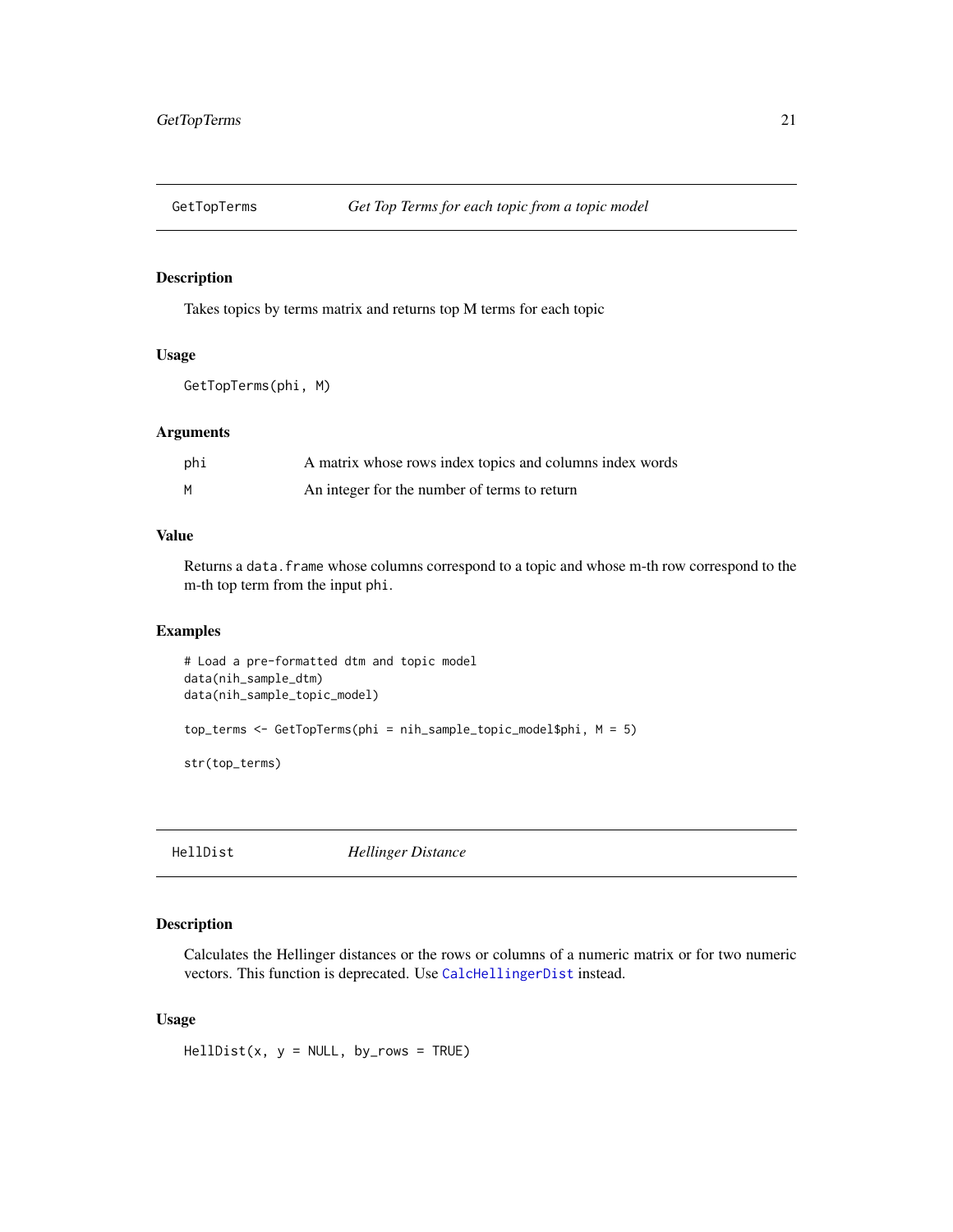## GetTopTerms *Get Top Terms for each topic from a topic model*

### Description

Takes topics by terms matrix and returns top M terms for each topic

### Usage

```
GetTopTerms(phi, M)
```

### Arguments

| | |
|---|---|
| phi | A matrix whose rows index topics and columns index words |
| M | An integer for the number of terms to return |

### Value

Returns a `data.frame` whose columns correspond to a topic and whose m-th row correspond to the m-th top term from the input `phi`.

### Examples

```
# Load a pre-formatted dtm and topic model
data(nih_sample_dtm)
data(nih_sample_topic_model)

top_terms <- GetTopTerms(phi = nih_sample_topic_model$phi, M = 5)

str(top_terms)
```

## HellDist *Hellinger Distance*

### Description

Calculates the Hellinger distances or the rows or columns of a numeric matrix or for two numeric vectors. This function is deprecated. Use CalcHellingerDist instead.

### Usage

```
HellDist(x, y = NULL, by_rows = TRUE)
```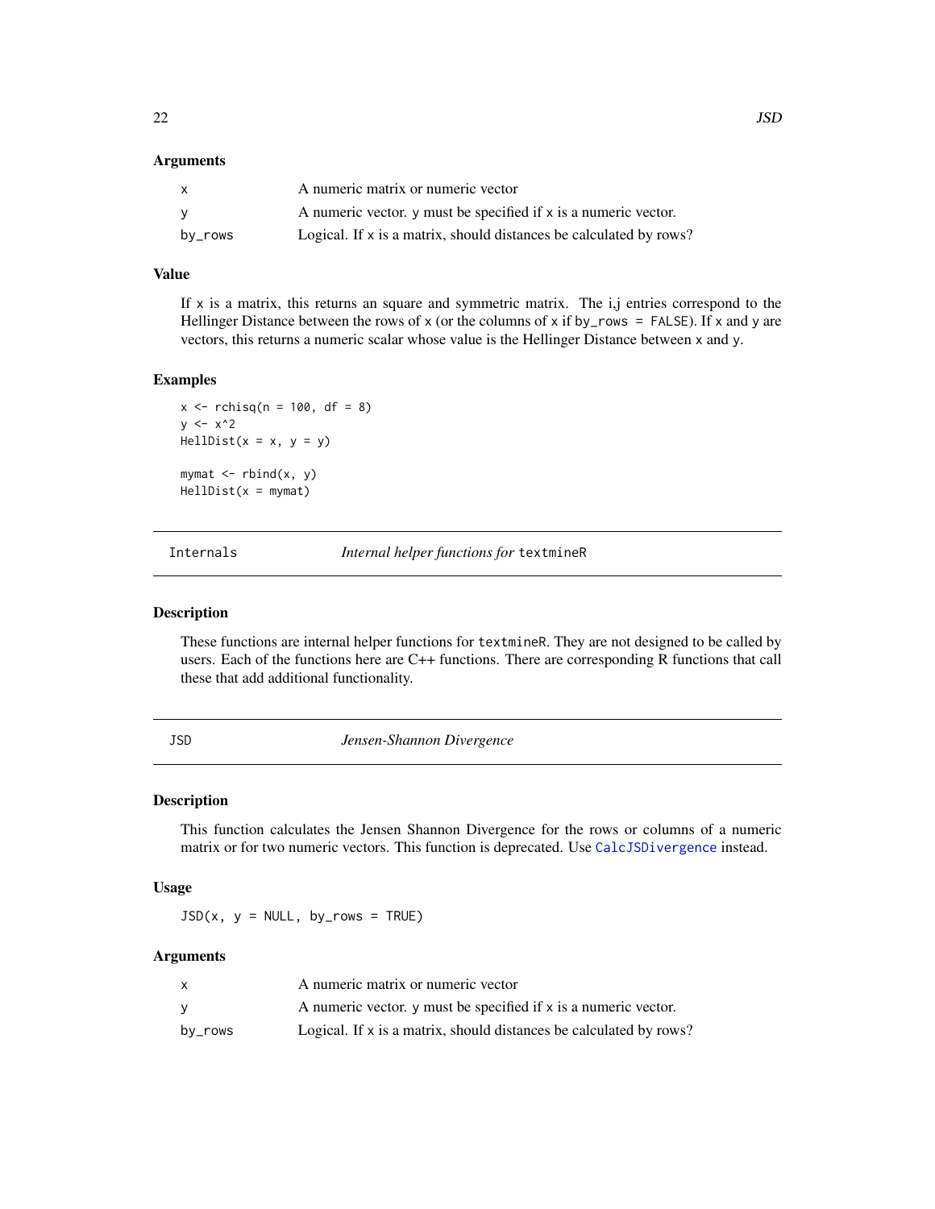### Arguments

| | |
|---|---|
| x | A numeric matrix or numeric vector |
| y | A numeric vector. y must be specified if x is a numeric vector. |
| by_rows | Logical. If x is a matrix, should distances be calculated by rows? |

### Value

If x is a matrix, this returns an square and symmetric matrix. The i,j entries correspond to the Hellinger Distance between the rows of x (or the columns of x if by_rows = FALSE). If x and y are vectors, this returns a numeric scalar whose value is the Hellinger Distance between x and y.

### Examples

```
x <- rchisq(n = 100, df = 8)
y <- x^2
HellDist(x = x, y = y)

mymat <- rbind(x, y)
HellDist(x = mymat)
```

## Internals — *Internal helper functions for* textmineR

### Description

These functions are internal helper functions for textmineR. They are not designed to be called by users. Each of the functions here are C++ functions. There are corresponding R functions that call these that add additional functionality.

## JSD — *Jensen-Shannon Divergence*

### Description

This function calculates the Jensen Shannon Divergence for the rows or columns of a numeric matrix or for two numeric vectors. This function is deprecated. Use CalcJSDivergence instead.

### Usage

```
JSD(x, y = NULL, by_rows = TRUE)
```

### Arguments

| | |
|---|---|
| x | A numeric matrix or numeric vector |
| y | A numeric vector. y must be specified if x is a numeric vector. |
| by_rows | Logical. If x is a matrix, should distances be calculated by rows? |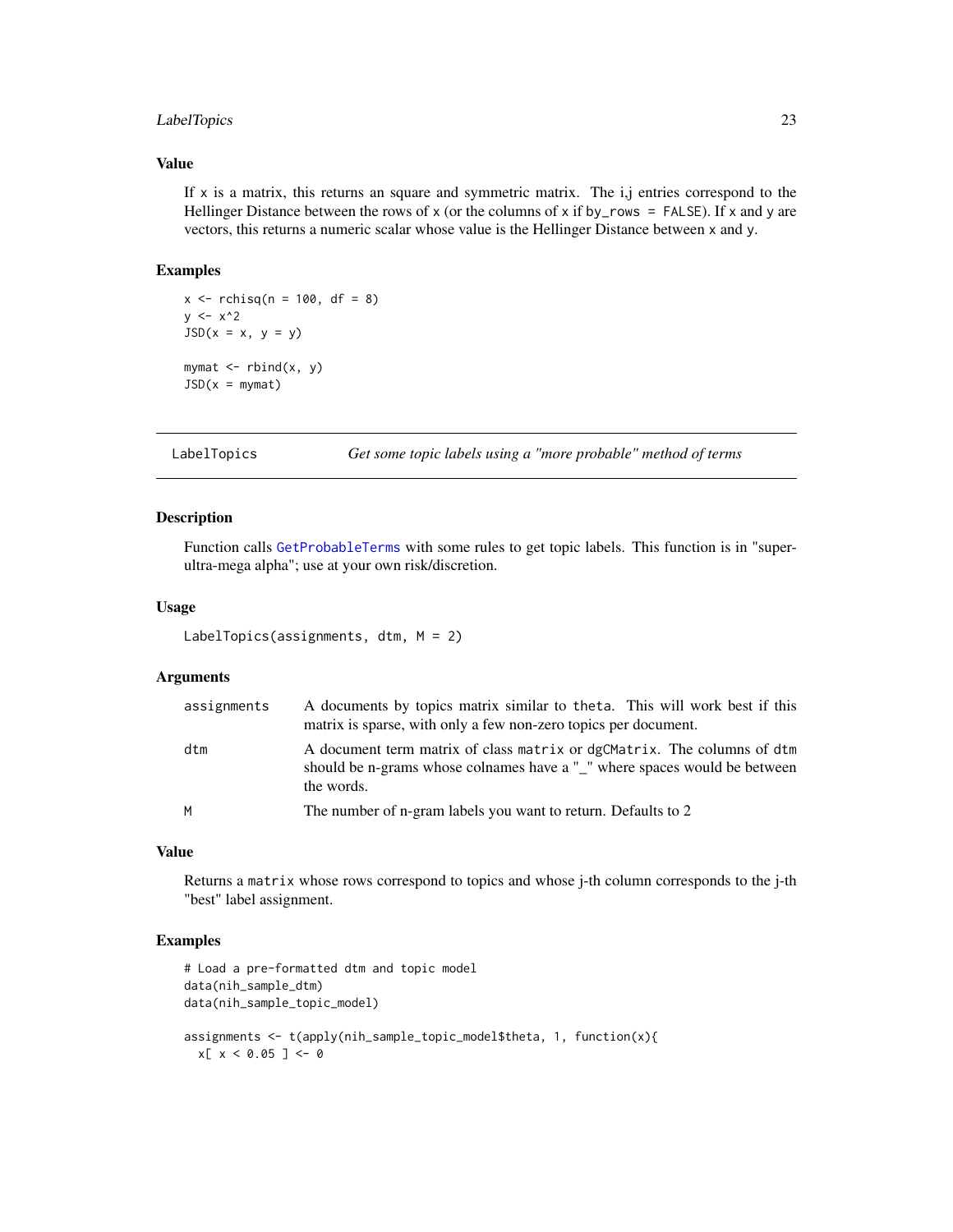### Value

If x is a matrix, this returns an square and symmetric matrix. The i,j entries correspond to the Hellinger Distance between the rows of x (or the columns of x if by_rows = FALSE). If x and y are vectors, this returns a numeric scalar whose value is the Hellinger Distance between x and y.

### Examples

```
x <- rchisq(n = 100, df = 8)
y <- x^2
JSD(x = x, y = y)

mymat <- rbind(x, y)
JSD(x = mymat)
```

---

## LabelTopics — *Get some topic labels using a "more probable" method of terms*

### Description

Function calls GetProbableTerms with some rules to get topic labels. This function is in "super-ultra-mega alpha"; use at your own risk/discretion.

### Usage

```
LabelTopics(assignments, dtm, M = 2)
```

### Arguments

| | |
|---|---|
| assignments | A documents by topics matrix similar to theta. This will work best if this matrix is sparse, with only a few non-zero topics per document. |
| dtm | A document term matrix of class matrix or dgCMatrix. The columns of dtm should be n-grams whose colnames have a "_" where spaces would be between the words. |
| M | The number of n-gram labels you want to return. Defaults to 2 |

### Value

Returns a matrix whose rows correspond to topics and whose j-th column corresponds to the j-th "best" label assignment.

### Examples

```
# Load a pre-formatted dtm and topic model
data(nih_sample_dtm)
data(nih_sample_topic_model)

assignments <- t(apply(nih_sample_topic_model$theta, 1, function(x){
  x[ x < 0.05 ] <- 0
```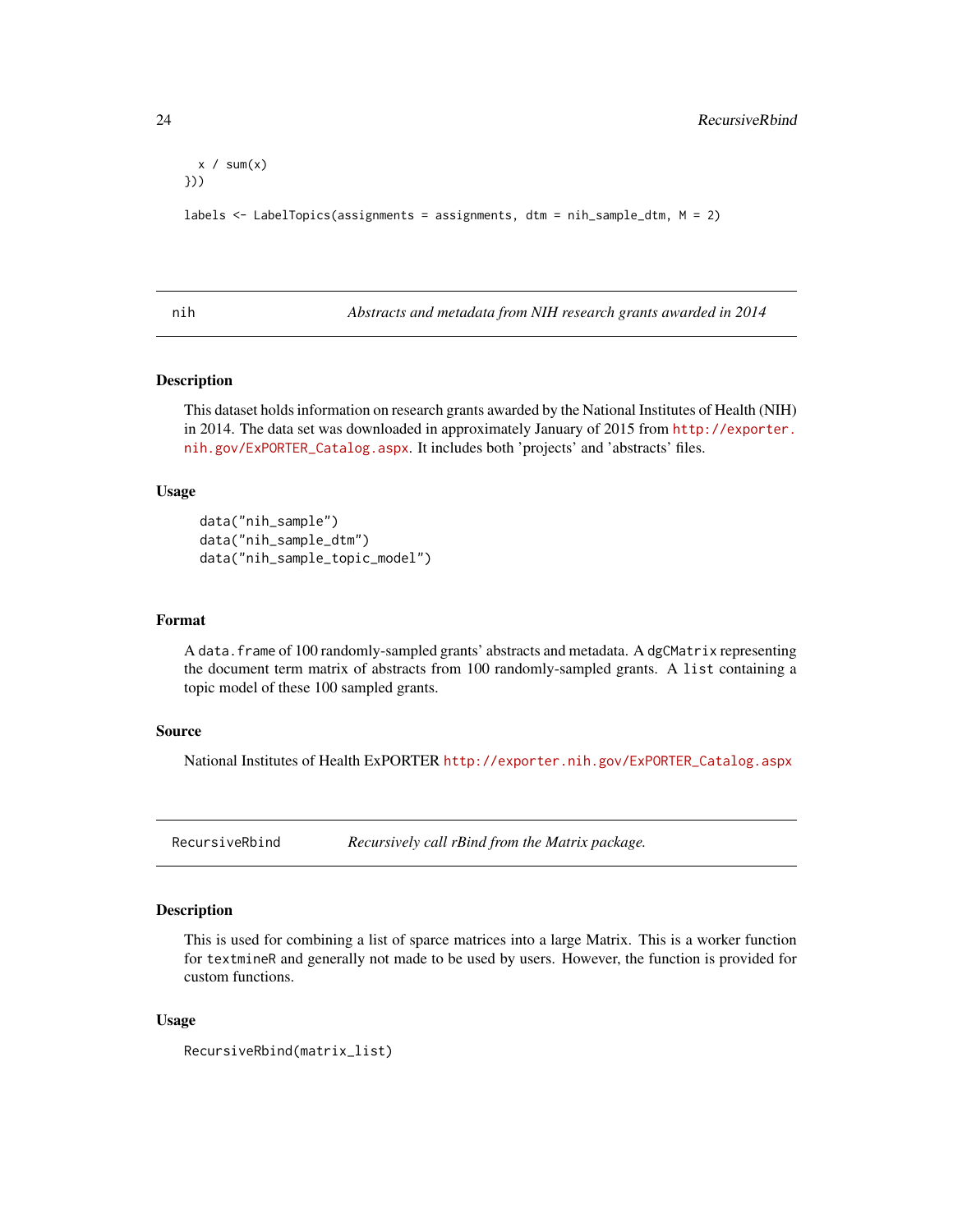```
  x / sum(x)
}))

labels <- LabelTopics(assignments = assignments, dtm = nih_sample_dtm, M = 2)
```

## nih — *Abstracts and metadata from NIH research grants awarded in 2014*

### Description

This dataset holds information on research grants awarded by the National Institutes of Health (NIH) in 2014. The data set was downloaded in approximately January of 2015 from http://exporter.nih.gov/ExPORTER_Catalog.aspx. It includes both 'projects' and 'abstracts' files.

### Usage

```
data("nih_sample")
data("nih_sample_dtm")
data("nih_sample_topic_model")
```

### Format

A `data.frame` of 100 randomly-sampled grants' abstracts and metadata. A `dgCMatrix` representing the document term matrix of abstracts from 100 randomly-sampled grants. A `list` containing a topic model of these 100 sampled grants.

### Source

National Institutes of Health ExPORTER http://exporter.nih.gov/ExPORTER_Catalog.aspx

## RecursiveRbind — *Recursively call rBind from the Matrix package.*

### Description

This is used for combining a list of sparce matrices into a large Matrix. This is a worker function for `textmineR` and generally not made to be used by users. However, the function is provided for custom functions.

### Usage

```
RecursiveRbind(matrix_list)
```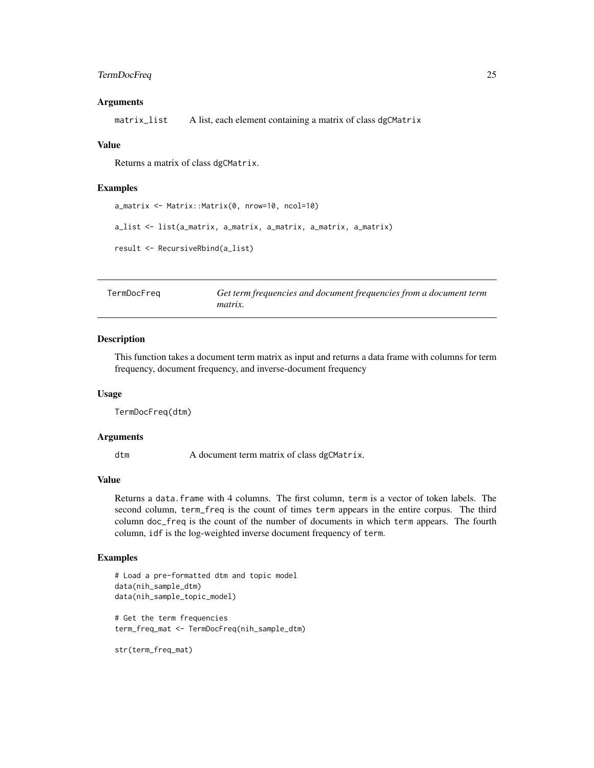### Arguments

matrix_list    A list, each element containing a matrix of class dgCMatrix

### Value

Returns a matrix of class dgCMatrix.

### Examples

```
a_matrix <- Matrix::Matrix(0, nrow=10, ncol=10)

a_list <- list(a_matrix, a_matrix, a_matrix, a_matrix, a_matrix)

result <- RecursiveRbind(a_list)
```

---

## TermDocFreq    *Get term frequencies and document frequencies from a document term matrix.*

---

### Description

This function takes a document term matrix as input and returns a data frame with columns for term frequency, document frequency, and inverse-document frequency

### Usage

```
TermDocFreq(dtm)
```

### Arguments

dtm    A document term matrix of class dgCMatrix.

### Value

Returns a data.frame with 4 columns. The first column, term is a vector of token labels. The second column, term_freq is the count of times term appears in the entire corpus. The third column doc_freq is the count of the number of documents in which term appears. The fourth column, idf is the log-weighted inverse document frequency of term.

### Examples

```
# Load a pre-formatted dtm and topic model
data(nih_sample_dtm)
data(nih_sample_topic_model)

# Get the term frequencies
term_freq_mat <- TermDocFreq(nih_sample_dtm)

str(term_freq_mat)
```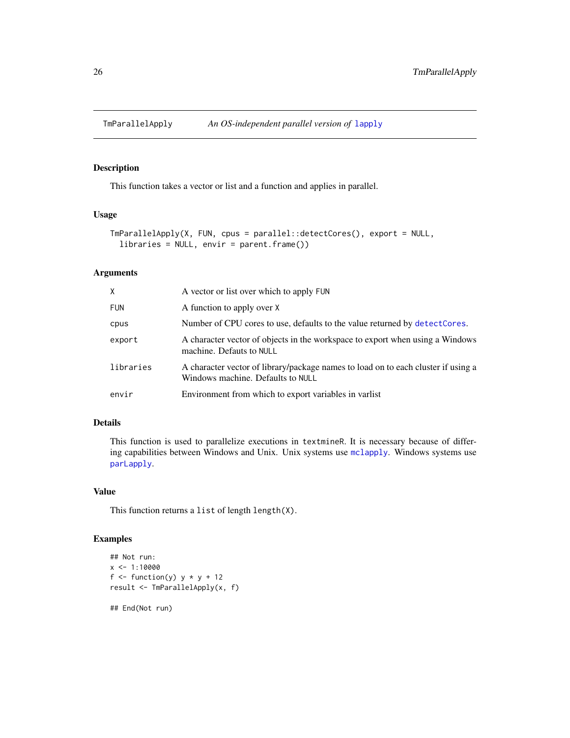## TmParallelApply *An OS-independent parallel version of* lapply

### Description

This function takes a vector or list and a function and applies in parallel.

### Usage

```
TmParallelApply(X, FUN, cpus = parallel::detectCores(), export = NULL,
  libraries = NULL, envir = parent.frame())
```

### Arguments

| | |
|---|---|
| X | A vector or list over which to apply FUN |
| FUN | A function to apply over X |
| cpus | Number of CPU cores to use, defaults to the value returned by detectCores. |
| export | A character vector of objects in the workspace to export when using a Windows machine. Defauts to NULL |
| libraries | A character vector of library/package names to load on to each cluster if using a Windows machine. Defaults to NULL |
| envir | Environment from which to export variables in varlist |

### Details

This function is used to parallelize executions in textmineR. It is necessary because of differing capabilities between Windows and Unix. Unix systems use mclapply. Windows systems use parLapply.

### Value

This function returns a list of length length(X).

### Examples

```
## Not run:
x <- 1:10000
f <- function(y) y * y + 12
result <- TmParallelApply(x, f)

## End(Not run)
```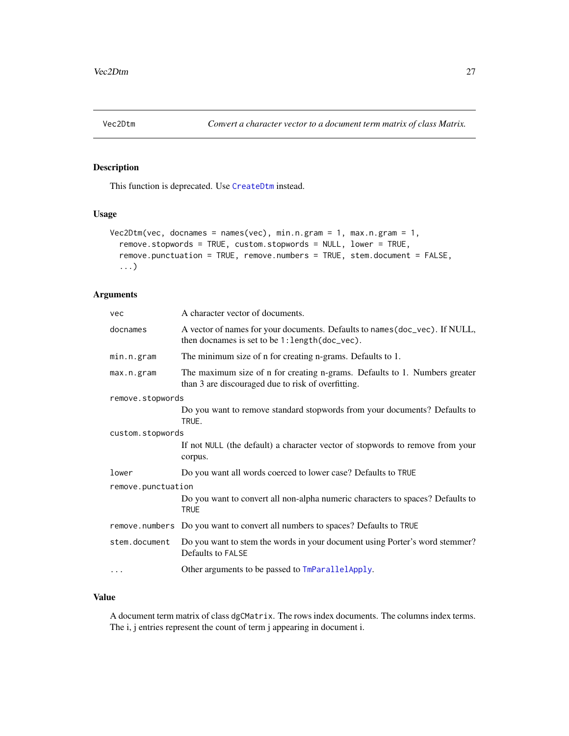## Vec2Dtm — *Convert a character vector to a document term matrix of class Matrix.*

### Description

This function is deprecated. Use CreateDtm instead.

### Usage

```
Vec2Dtm(vec, docnames = names(vec), min.n.gram = 1, max.n.gram = 1,
  remove.stopwords = TRUE, custom.stopwords = NULL, lower = TRUE,
  remove.punctuation = TRUE, remove.numbers = TRUE, stem.document = FALSE,
  ...)
```

### Arguments

| Argument | Description |
|---|---|
| `vec` | A character vector of documents. |
| `docnames` | A vector of names for your documents. Defaults to `names(doc_vec)`. If NULL, then docnames is set to be `1:length(doc_vec)`. |
| `min.n.gram` | The minimum size of n for creating n-grams. Defaults to 1. |
| `max.n.gram` | The maximum size of n for creating n-grams. Defaults to 1. Numbers greater than 3 are discouraged due to risk of overfitting. |
| `remove.stopwords` | Do you want to remove standard stopwords from your documents? Defaults to `TRUE`. |
| `custom.stopwords` | If not `NULL` (the default) a character vector of stopwords to remove from your corpus. |
| `lower` | Do you want all words coerced to lower case? Defaults to `TRUE` |
| `remove.punctuation` | Do you want to convert all non-alpha numeric characters to spaces? Defaults to `TRUE` |
| `remove.numbers` | Do you want to convert all numbers to spaces? Defaults to `TRUE` |
| `stem.document` | Do you want to stem the words in your document using Porter's word stemmer? Defaults to `FALSE` |
| `...` | Other arguments to be passed to TmParallelApply. |

### Value

A document term matrix of class `dgCMatrix`. The rows index documents. The columns index terms. The i, j entries represent the count of term j appearing in document i.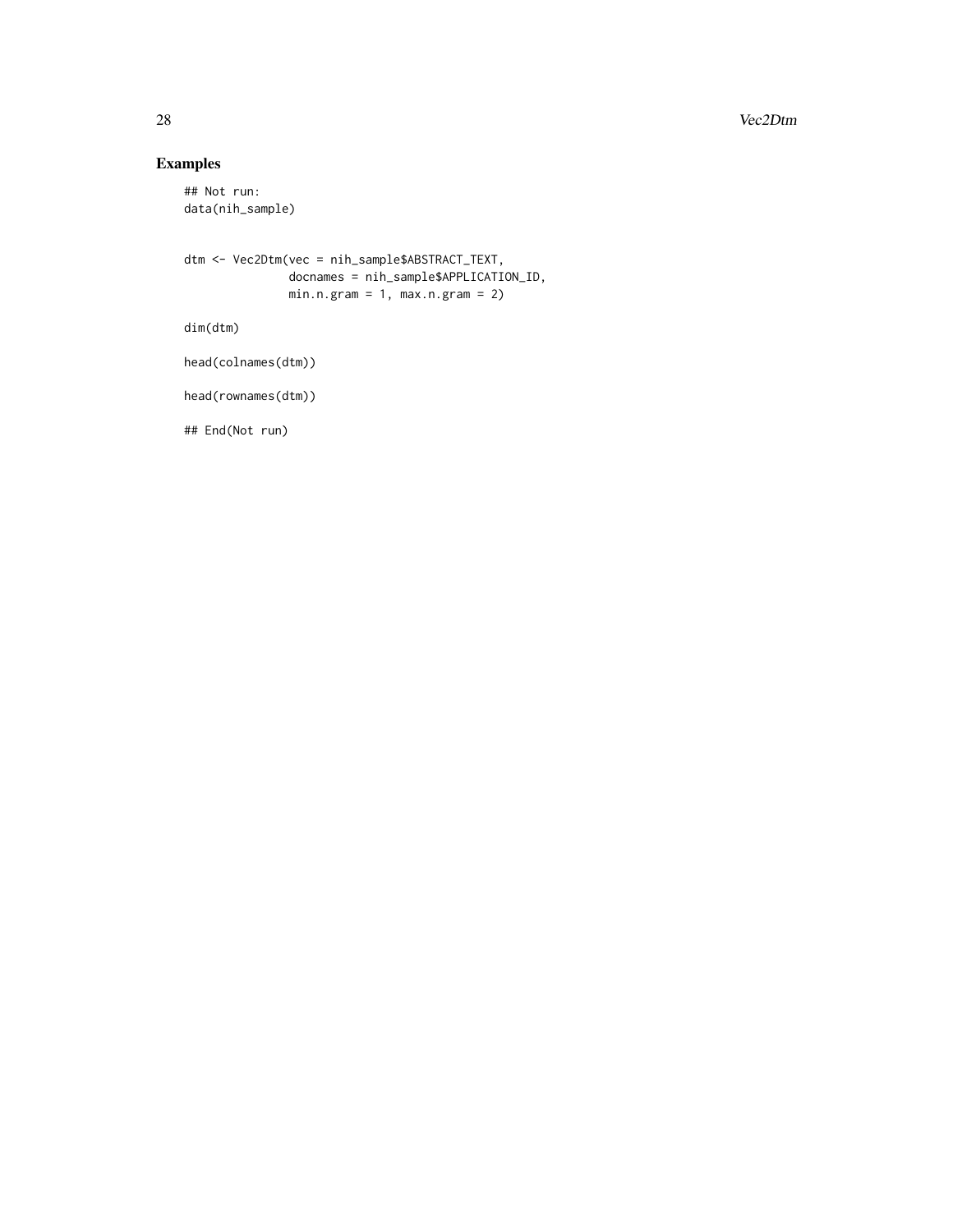## Examples

```
## Not run:
data(nih_sample)


dtm <- Vec2Dtm(vec = nih_sample$ABSTRACT_TEXT,
               docnames = nih_sample$APPLICATION_ID,
               min.n.gram = 1, max.n.gram = 2)

dim(dtm)

head(colnames(dtm))

head(rownames(dtm))

## End(Not run)
```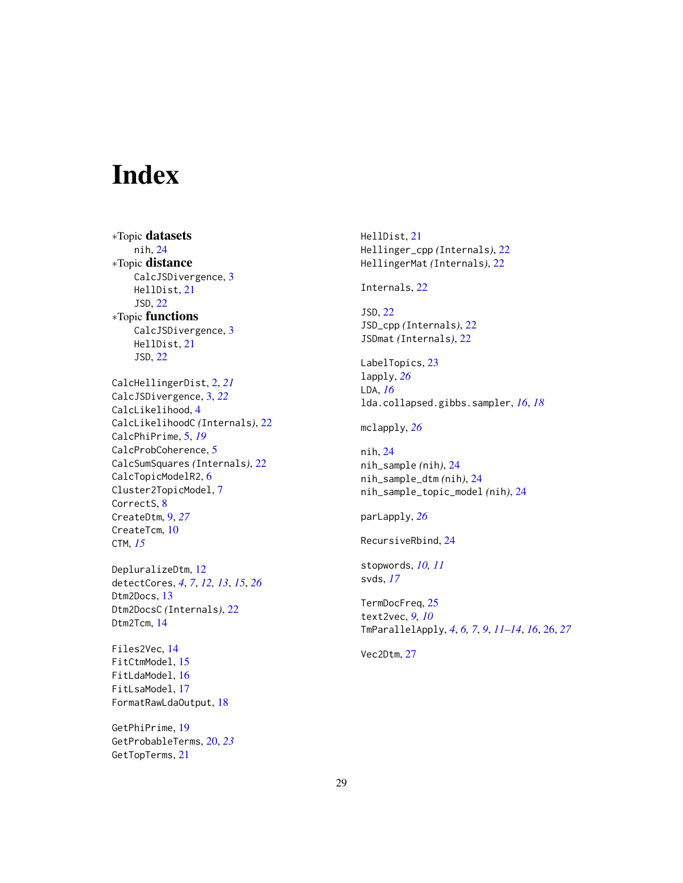# Index

*Topic **datasets**
- nih, 24

*Topic **distance**
- CalcJSDivergence, 3
- HellDist, 21
- JSD, 22

*Topic **functions**
- CalcJSDivergence, 3
- HellDist, 21
- JSD, 22

CalcHellingerDist, 2, *21*
CalcJSDivergence, 3, *22*
CalcLikelihood, 4
CalcLikelihoodC *(Internals)*, 22
CalcPhiPrime, 5, *19*
CalcProbCoherence, 5
CalcSumSquares *(Internals)*, 22
CalcTopicModelR2, 6
Cluster2TopicModel, 7
CorrectS, 8
CreateDtm, 9, *27*
CreateTcm, 10
CTM, *15*

DepluralizeDtm, 12
detectCores, *4*, *7*, *12*, *13*, *15*, *26*
Dtm2Docs, 13
Dtm2DocsC *(Internals)*, 22
Dtm2Tcm, 14

Files2Vec, 14
FitCtmModel, 15
FitLdaModel, 16
FitLsaModel, 17
FormatRawLdaOutput, 18

GetPhiPrime, 19
GetProbableTerms, 20, *23*
GetTopTerms, 21

HellDist, 21
Hellinger_cpp *(Internals)*, 22
HellingerMat *(Internals)*, 22

Internals, 22

JSD, 22
JSD_cpp *(Internals)*, 22
JSDmat *(Internals)*, 22

LabelTopics, 23
lapply, *26*
LDA, *16*
lda.collapsed.gibbs.sampler, *16*, *18*

mclapply, *26*

nih, 24
nih_sample *(nih)*, 24
nih_sample_dtm *(nih)*, 24
nih_sample_topic_model *(nih)*, 24

parLapply, *26*

RecursiveRbind, 24

stopwords, *10*, *11*
svds, *17*

TermDocFreq, 25
text2vec, *9*, *10*
TmParallelApply, *4*, *6*, *7*, *9*, *11–14*, *16*, 26, *27*

Vec2Dtm, 27